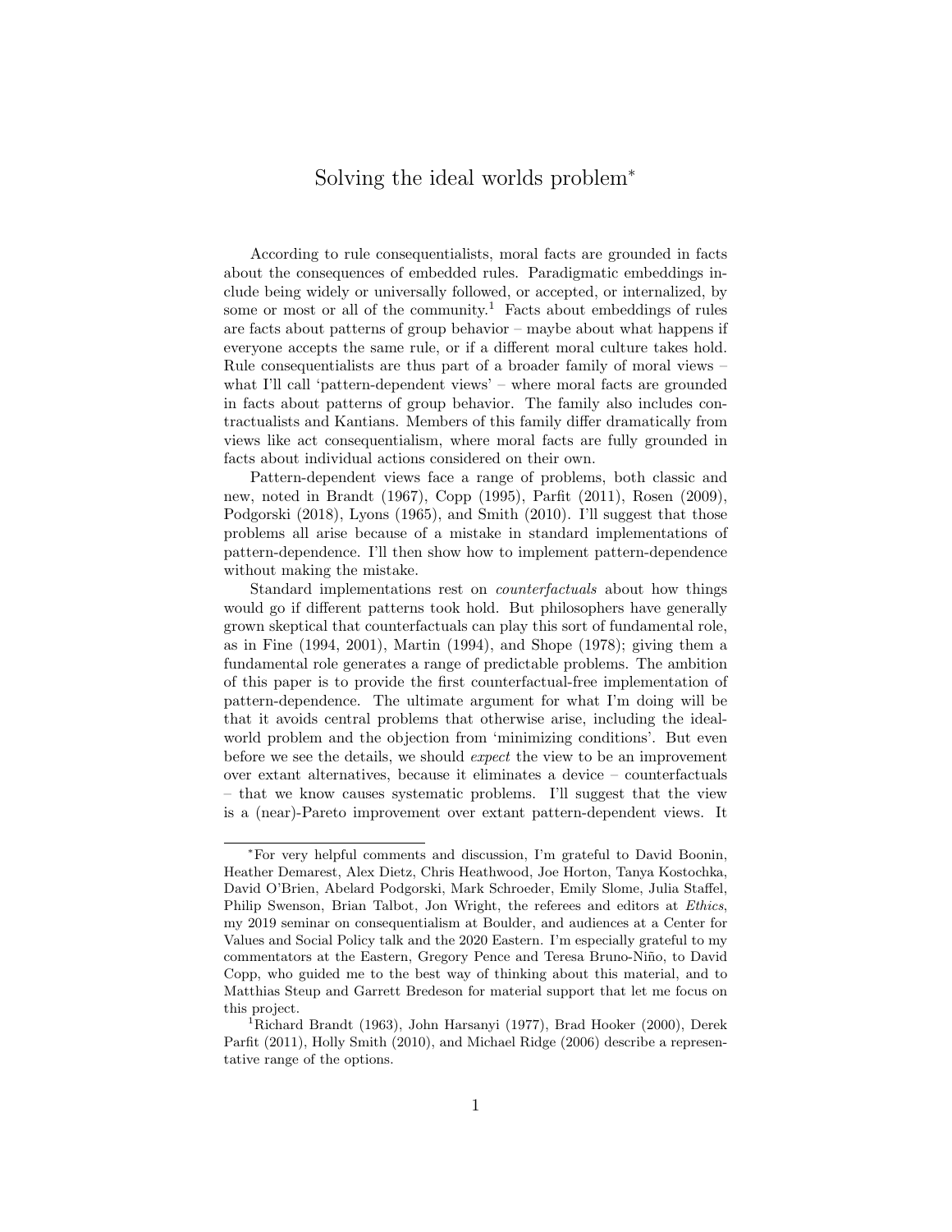# Solving the ideal worlds problem[*]

According to rule consequentialists, moral facts are grounded in facts about the consequences of embedded rules. Paradigmatic embeddings include being widely or universally followed, or accepted, or internalized, by some or most or all of the community.[1] Facts about embeddings of rules are facts about patterns of group behavior – maybe about what happens if everyone accepts the same rule, or if a different moral culture takes hold. Rule consequentialists are thus part of a broader family of moral views – what I'll call 'pattern-dependent views' – where moral facts are grounded in facts about patterns of group behavior. The family also includes contractualists and Kantians. Members of this family differ dramatically from views like act consequentialism, where moral facts are fully grounded in facts about individual actions considered on their own.

Pattern-dependent views face a range of problems, both classic and new, noted in Brandt (1967), Copp (1995), Parfit (2011), Rosen (2009), Podgorski (2018), Lyons (1965), and Smith (2010). I'll suggest that those problems all arise because of a mistake in standard implementations of pattern-dependence. I'll then show how to implement pattern-dependence without making the mistake.

Standard implementations rest on *counterfactuals* about how things would go if different patterns took hold. But philosophers have generally grown skeptical that counterfactuals can play this sort of fundamental role, as in Fine (1994, 2001), Martin (1994), and Shope (1978); giving them a fundamental role generates a range of predictable problems. The ambition of this paper is to provide the first counterfactual-free implementation of pattern-dependence. The ultimate argument for what I'm doing will be that it avoids central problems that otherwise arise, including the ideal-world problem and the objection from 'minimizing conditions'. But even before we see the details, we should *expect* the view to be an improvement over extant alternatives, because it eliminates a device – counterfactuals – that we know causes systematic problems. I'll suggest that the view is a (near)-Pareto improvement over extant pattern-dependent views. It

---

[*] For very helpful comments and discussion, I'm grateful to David Boonin, Heather Demarest, Alex Dietz, Chris Heathwood, Joe Horton, Tanya Kostochka, David O'Brien, Abelard Podgorski, Mark Schroeder, Emily Slome, Julia Staffel, Philip Swenson, Brian Talbot, Jon Wright, the referees and editors at *Ethics*, my 2019 seminar on consequentialism at Boulder, and audiences at a Center for Values and Social Policy talk and the 2020 Eastern. I'm especially grateful to my commentators at the Eastern, Gregory Pence and Teresa Bruno-Niño, to David Copp, who guided me to the best way of thinking about this material, and to Matthias Steup and Garrett Bredeson for material support that let me focus on this project.

[1] Richard Brandt (1963), John Harsanyi (1977), Brad Hooker (2000), Derek Parfit (2011), Holly Smith (2010), and Michael Ridge (2006) describe a representative range of the options.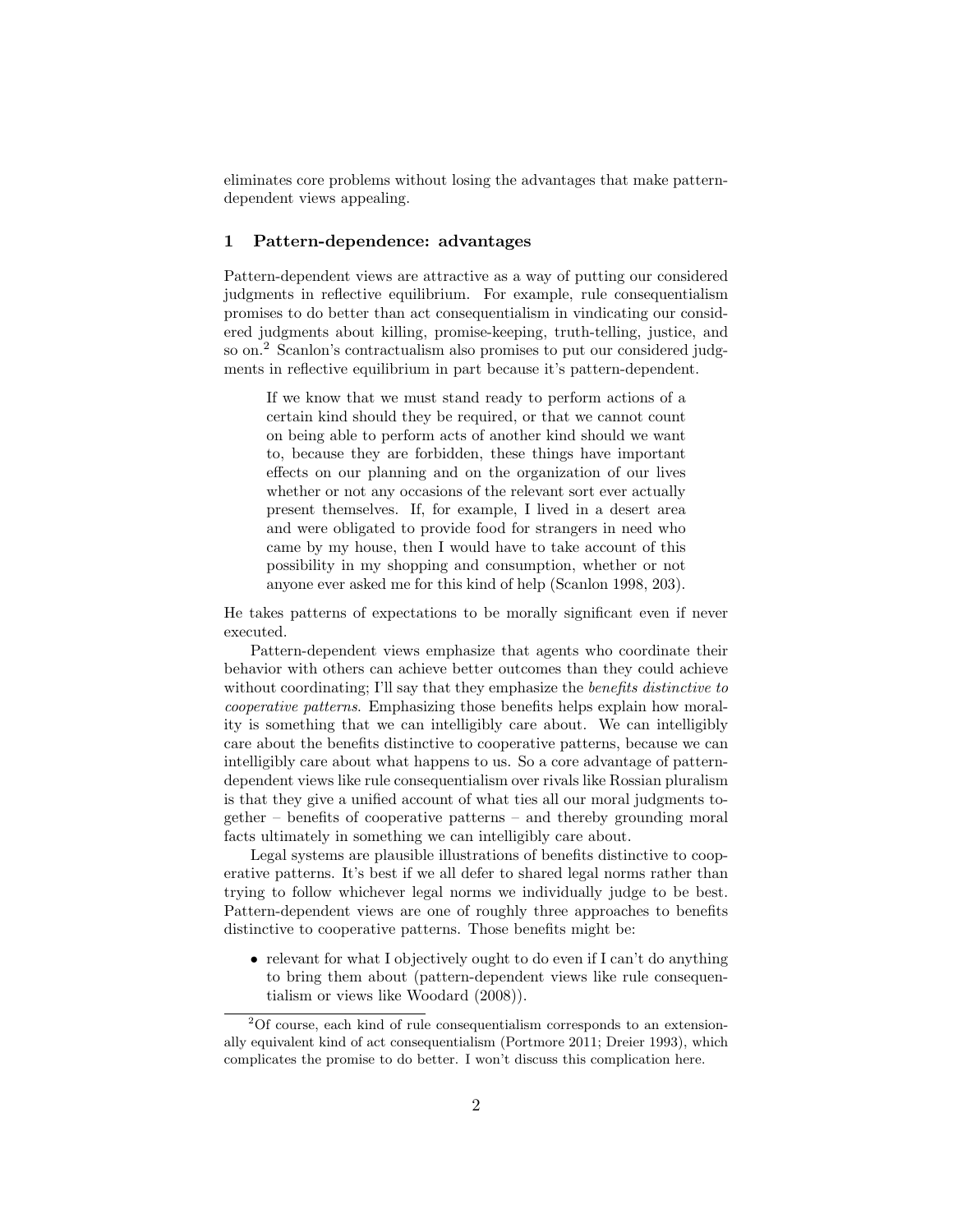eliminates core problems without losing the advantages that make pattern-dependent views appealing.

## 1 Pattern-dependence: advantages

Pattern-dependent views are attractive as a way of putting our considered judgments in reflective equilibrium. For example, rule consequentialism promises to do better than act consequentialism in vindicating our considered judgments about killing, promise-keeping, truth-telling, justice, and so on.[2] Scanlon's contractualism also promises to put our considered judgments in reflective equilibrium in part because it's pattern-dependent.

> If we know that we must stand ready to perform actions of a certain kind should they be required, or that we cannot count on being able to perform acts of another kind should we want to, because they are forbidden, these things have important effects on our planning and on the organization of our lives whether or not any occasions of the relevant sort ever actually present themselves. If, for example, I lived in a desert area and were obligated to provide food for strangers in need who came by my house, then I would have to take account of this possibility in my shopping and consumption, whether or not anyone ever asked me for this kind of help (Scanlon 1998, 203).

He takes patterns of expectations to be morally significant even if never executed.

Pattern-dependent views emphasize that agents who coordinate their behavior with others can achieve better outcomes than they could achieve without coordinating; I'll say that they emphasize the *benefits distinctive to cooperative patterns*. Emphasizing those benefits helps explain how morality is something that we can intelligibly care about. We can intelligibly care about the benefits distinctive to cooperative patterns, because we can intelligibly care about what happens to us. So a core advantage of pattern-dependent views like rule consequentialism over rivals like Rossian pluralism is that they give a unified account of what ties all our moral judgments together – benefits of cooperative patterns – and thereby grounding moral facts ultimately in something we can intelligibly care about.

Legal systems are plausible illustrations of benefits distinctive to cooperative patterns. It's best if we all defer to shared legal norms rather than trying to follow whichever legal norms we individually judge to be best. Pattern-dependent views are one of roughly three approaches to benefits distinctive to cooperative patterns. Those benefits might be:

- relevant for what I objectively ought to do even if I can't do anything to bring them about (pattern-dependent views like rule consequentialism or views like Woodard (2008)).

[2] Of course, each kind of rule consequentialism corresponds to an extensionally equivalent kind of act consequentialism (Portmore 2011; Dreier 1993), which complicates the promise to do better. I won't discuss this complication here.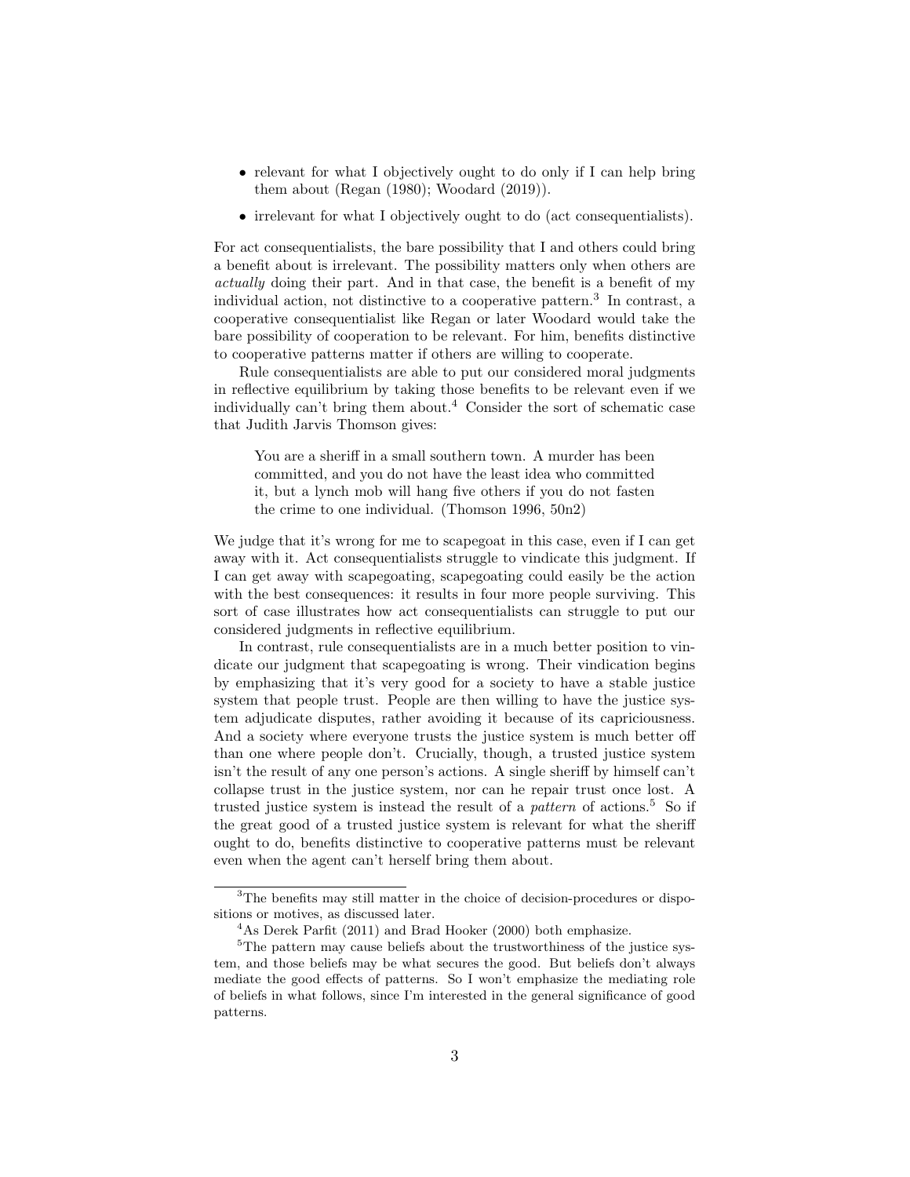- relevant for what I objectively ought to do only if I can help bring them about (Regan (1980); Woodard (2019)).
- irrelevant for what I objectively ought to do (act consequentialists).

For act consequentialists, the bare possibility that I and others could bring a benefit about is irrelevant. The possibility matters only when others are *actually* doing their part. And in that case, the benefit is a benefit of my individual action, not distinctive to a cooperative pattern.[3] In contrast, a cooperative consequentialist like Regan or later Woodard would take the bare possibility of cooperation to be relevant. For him, benefits distinctive to cooperative patterns matter if others are willing to cooperate.

Rule consequentialists are able to put our considered moral judgments in reflective equilibrium by taking those benefits to be relevant even if we individually can't bring them about.[4] Consider the sort of schematic case that Judith Jarvis Thomson gives:

> You are a sheriff in a small southern town. A murder has been committed, and you do not have the least idea who committed it, but a lynch mob will hang five others if you do not fasten the crime to one individual. (Thomson 1996, 50n2)

We judge that it's wrong for me to scapegoat in this case, even if I can get away with it. Act consequentialists struggle to vindicate this judgment. If I can get away with scapegoating, scapegoating could easily be the action with the best consequences: it results in four more people surviving. This sort of case illustrates how act consequentialists can struggle to put our considered judgments in reflective equilibrium.

In contrast, rule consequentialists are in a much better position to vindicate our judgment that scapegoating is wrong. Their vindication begins by emphasizing that it's very good for a society to have a stable justice system that people trust. People are then willing to have the justice system adjudicate disputes, rather avoiding it because of its capriciousness. And a society where everyone trusts the justice system is much better off than one where people don't. Crucially, though, a trusted justice system isn't the result of any one person's actions. A single sheriff by himself can't collapse trust in the justice system, nor can he repair trust once lost. A trusted justice system is instead the result of a *pattern* of actions.[5] So if the great good of a trusted justice system is relevant for what the sheriff ought to do, benefits distinctive to cooperative patterns must be relevant even when the agent can't herself bring them about.

[3] The benefits may still matter in the choice of decision-procedures or dispositions or motives, as discussed later.

[4] As Derek Parfit (2011) and Brad Hooker (2000) both emphasize.

[5] The pattern may cause beliefs about the trustworthiness of the justice system, and those beliefs may be what secures the good. But beliefs don't always mediate the good effects of patterns. So I won't emphasize the mediating role of beliefs in what follows, since I'm interested in the general significance of good patterns.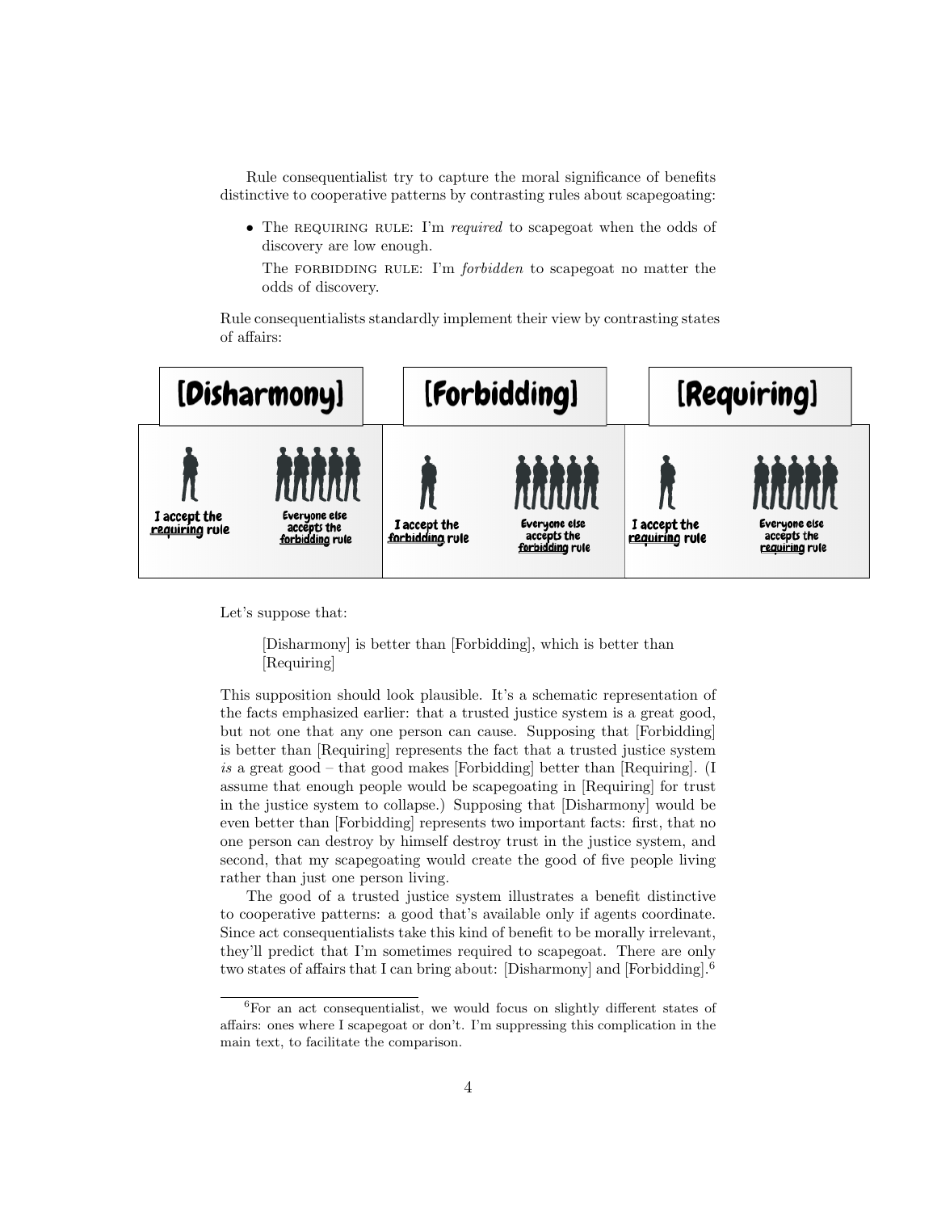Rule consequentialist try to capture the moral significance of benefits distinctive to cooperative patterns by contrasting rules about scapegoating:

- The REQUIRING RULE: I'm *required* to scapegoat when the odds of discovery are low enough.

  The FORBIDDING RULE: I'm *forbidden* to scapegoat no matter the odds of discovery.

Rule consequentialists standardly implement their view by contrasting states of affairs:

| [Disharmony] | | [Forbidding] | | [Requiring] | |
|---|---|---|---|---|---|
| I accept the <u>requiring</u> rule | Everyone else accepts the <u>forbidding</u> rule | I accept the <u>forbidding</u> rule | Everyone else accepts the <u>forbidding</u> rule | I accept the <u>requiring</u> rule | Everyone else accepts the <u>requiring</u> rule |

Let's suppose that:

> [Disharmony] is better than [Forbidding], which is better than [Requiring]

This supposition should look plausible. It's a schematic representation of the facts emphasized earlier: that a trusted justice system is a great good, but not one that any one person can cause. Supposing that [Forbidding] is better than [Requiring] represents the fact that a trusted justice system *is* a great good – that good makes [Forbidding] better than [Requiring]. (I assume that enough people would be scapegoating in [Requiring] for trust in the justice system to collapse.) Supposing that [Disharmony] would be even better than [Forbidding] represents two important facts: first, that no one person can destroy by himself destroy trust in the justice system, and second, that my scapegoating would create the good of five people living rather than just one person living.

The good of a trusted justice system illustrates a benefit distinctive to cooperative patterns: a good that's available only if agents coordinate. Since act consequentialists take this kind of benefit to be morally irrelevant, they'll predict that I'm sometimes required to scapegoat. There are only two states of affairs that I can bring about: [Disharmony] and [Forbidding].[6]

[6] For an act consequentialist, we would focus on slightly different states of affairs: ones where I scapegoat or don't. I'm suppressing this complication in the main text, to facilitate the comparison.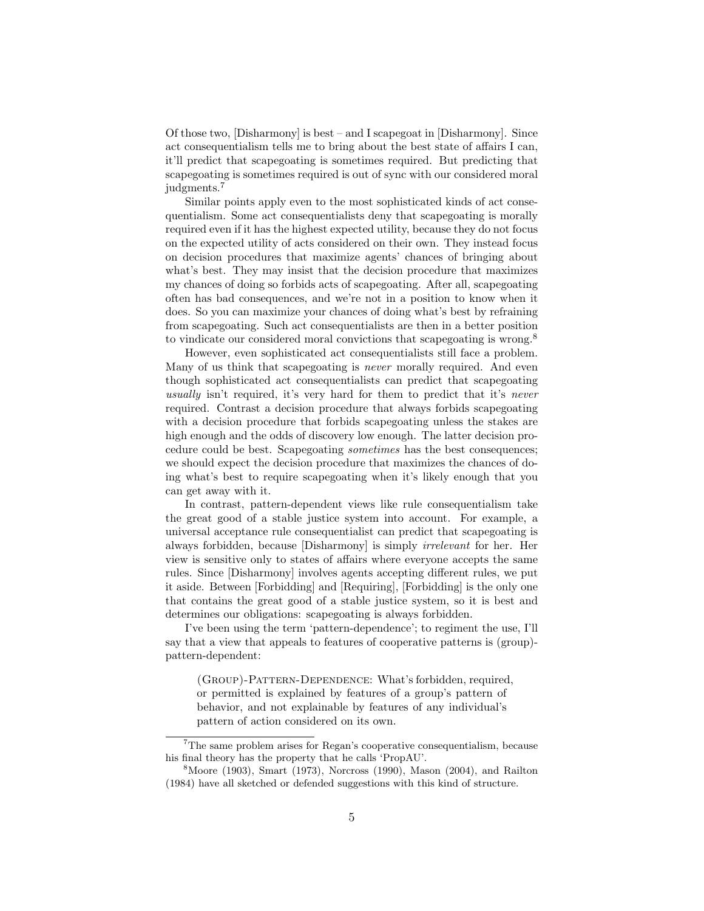Of those two, [Disharmony] is best – and I scapegoat in [Disharmony]. Since act consequentialism tells me to bring about the best state of affairs I can, it'll predict that scapegoating is sometimes required. But predicting that scapegoating is sometimes required is out of sync with our considered moral judgments.[7]

Similar points apply even to the most sophisticated kinds of act consequentialism. Some act consequentialists deny that scapegoating is morally required even if it has the highest expected utility, because they do not focus on the expected utility of acts considered on their own. They instead focus on decision procedures that maximize agents' chances of bringing about what's best. They may insist that the decision procedure that maximizes my chances of doing so forbids acts of scapegoating. After all, scapegoating often has bad consequences, and we're not in a position to know when it does. So you can maximize your chances of doing what's best by refraining from scapegoating. Such act consequentialists are then in a better position to vindicate our considered moral convictions that scapegoating is wrong.[8]

However, even sophisticated act consequentialists still face a problem. Many of us think that scapegoating is *never* morally required. And even though sophisticated act consequentialists can predict that scapegoating *usually* isn't required, it's very hard for them to predict that it's *never* required. Contrast a decision procedure that always forbids scapegoating with a decision procedure that forbids scapegoating unless the stakes are high enough and the odds of discovery low enough. The latter decision procedure could be best. Scapegoating *sometimes* has the best consequences; we should expect the decision procedure that maximizes the chances of doing what's best to require scapegoating when it's likely enough that you can get away with it.

In contrast, pattern-dependent views like rule consequentialism take the great good of a stable justice system into account. For example, a universal acceptance rule consequentialist can predict that scapegoating is always forbidden, because [Disharmony] is simply *irrelevant* for her. Her view is sensitive only to states of affairs where everyone accepts the same rules. Since [Disharmony] involves agents accepting different rules, we put it aside. Between [Forbidding] and [Requiring], [Forbidding] is the only one that contains the great good of a stable justice system, so it is best and determines our obligations: scapegoating is always forbidden.

I've been using the term 'pattern-dependence'; to regiment the use, I'll say that a view that appeals to features of cooperative patterns is (group)-pattern-dependent:

> (Group)-Pattern-Dependence: What's forbidden, required, or permitted is explained by features of a group's pattern of behavior, and not explainable by features of any individual's pattern of action considered on its own.

---

[7] The same problem arises for Regan's cooperative consequentialism, because his final theory has the property that he calls 'PropAU'.

[8] Moore (1903), Smart (1973), Norcross (1990), Mason (2004), and Railton (1984) have all sketched or defended suggestions with this kind of structure.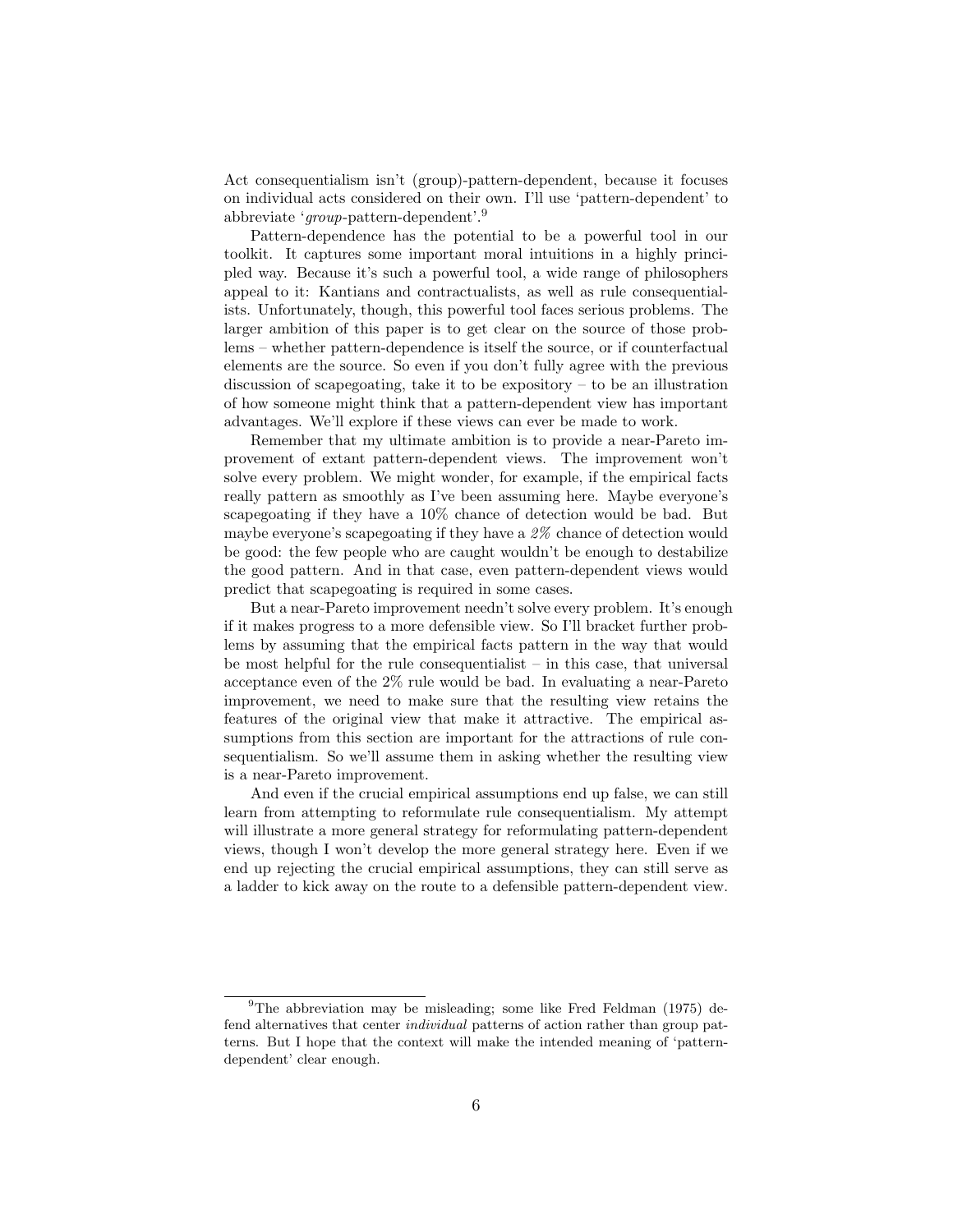Act consequentialism isn't (group)-pattern-dependent, because it focuses on individual acts considered on their own. I'll use 'pattern-dependent' to abbreviate '*group*-pattern-dependent'.[9]

Pattern-dependence has the potential to be a powerful tool in our toolkit. It captures some important moral intuitions in a highly principled way. Because it's such a powerful tool, a wide range of philosophers appeal to it: Kantians and contractualists, as well as rule consequentialists. Unfortunately, though, this powerful tool faces serious problems. The larger ambition of this paper is to get clear on the source of those problems – whether pattern-dependence is itself the source, or if counterfactual elements are the source. So even if you don't fully agree with the previous discussion of scapegoating, take it to be expository – to be an illustration of how someone might think that a pattern-dependent view has important advantages. We'll explore if these views can ever be made to work.

Remember that my ultimate ambition is to provide a near-Pareto improvement of extant pattern-dependent views. The improvement won't solve every problem. We might wonder, for example, if the empirical facts really pattern as smoothly as I've been assuming here. Maybe everyone's scapegoating if they have a 10% chance of detection would be bad. But maybe everyone's scapegoating if they have a *2%* chance of detection would be good: the few people who are caught wouldn't be enough to destabilize the good pattern. And in that case, even pattern-dependent views would predict that scapegoating is required in some cases.

But a near-Pareto improvement needn't solve every problem. It's enough if it makes progress to a more defensible view. So I'll bracket further problems by assuming that the empirical facts pattern in the way that would be most helpful for the rule consequentialist – in this case, that universal acceptance even of the 2% rule would be bad. In evaluating a near-Pareto improvement, we need to make sure that the resulting view retains the features of the original view that make it attractive. The empirical assumptions from this section are important for the attractions of rule consequentialism. So we'll assume them in asking whether the resulting view is a near-Pareto improvement.

And even if the crucial empirical assumptions end up false, we can still learn from attempting to reformulate rule consequentialism. My attempt will illustrate a more general strategy for reformulating pattern-dependent views, though I won't develop the more general strategy here. Even if we end up rejecting the crucial empirical assumptions, they can still serve as a ladder to kick away on the route to a defensible pattern-dependent view.

[9] The abbreviation may be misleading; some like Fred Feldman (1975) defend alternatives that center *individual* patterns of action rather than group patterns. But I hope that the context will make the intended meaning of 'pattern-dependent' clear enough.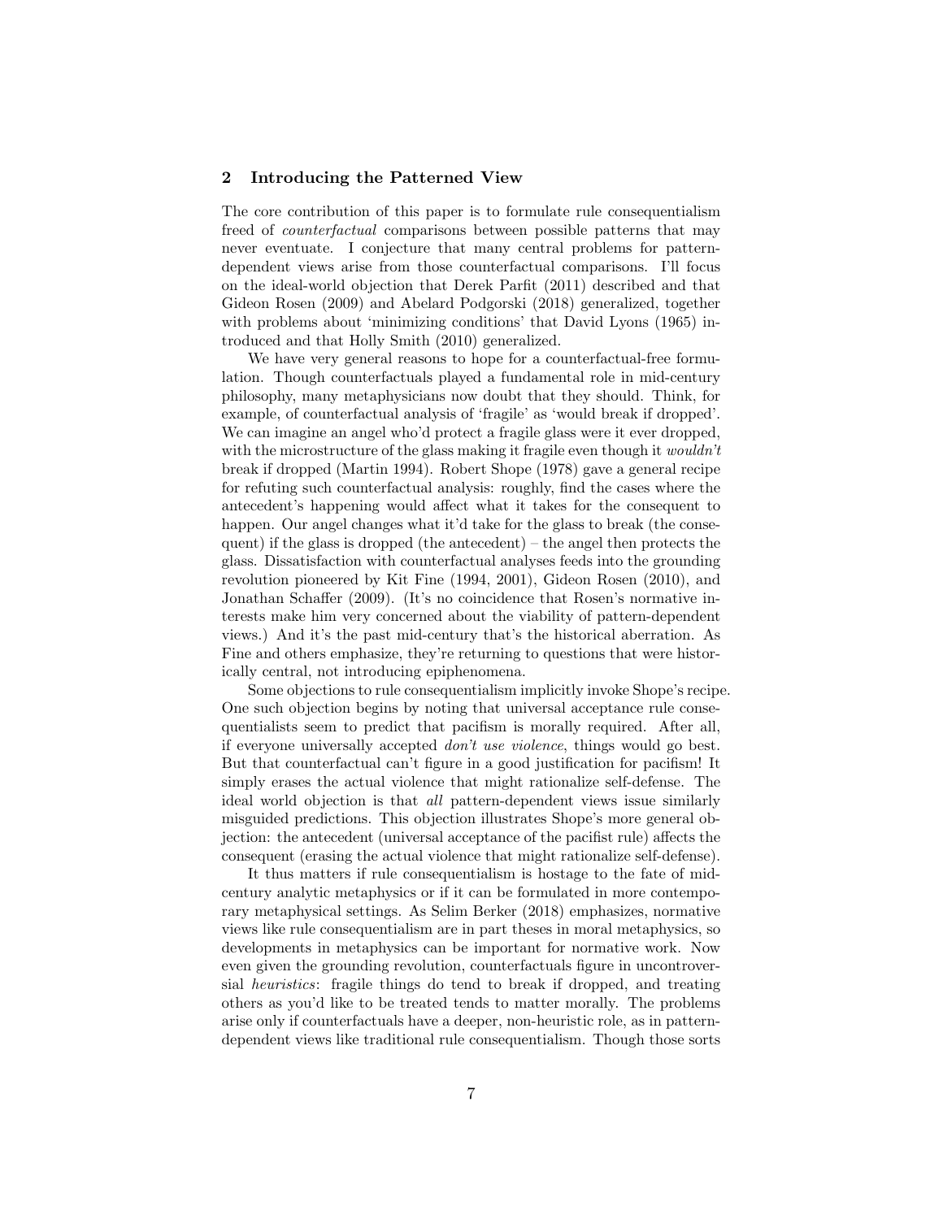## 2 Introducing the Patterned View

The core contribution of this paper is to formulate rule consequentialism freed of *counterfactual* comparisons between possible patterns that may never eventuate. I conjecture that many central problems for pattern-dependent views arise from those counterfactual comparisons. I'll focus on the ideal-world objection that Derek Parfit (2011) described and that Gideon Rosen (2009) and Abelard Podgorski (2018) generalized, together with problems about 'minimizing conditions' that David Lyons (1965) introduced and that Holly Smith (2010) generalized.

We have very general reasons to hope for a counterfactual-free formulation. Though counterfactuals played a fundamental role in mid-century philosophy, many metaphysicians now doubt that they should. Think, for example, of counterfactual analysis of 'fragile' as 'would break if dropped'. We can imagine an angel who'd protect a fragile glass were it ever dropped, with the microstructure of the glass making it fragile even though it *wouldn't* break if dropped (Martin 1994). Robert Shope (1978) gave a general recipe for refuting such counterfactual analysis: roughly, find the cases where the antecedent's happening would affect what it takes for the consequent to happen. Our angel changes what it'd take for the glass to break (the consequent) if the glass is dropped (the antecedent) – the angel then protects the glass. Dissatisfaction with counterfactual analyses feeds into the grounding revolution pioneered by Kit Fine (1994, 2001), Gideon Rosen (2010), and Jonathan Schaffer (2009). (It's no coincidence that Rosen's normative interests make him very concerned about the viability of pattern-dependent views.) And it's the past mid-century that's the historical aberration. As Fine and others emphasize, they're returning to questions that were historically central, not introducing epiphenomena.

Some objections to rule consequentialism implicitly invoke Shope's recipe. One such objection begins by noting that universal acceptance rule consequentialists seem to predict that pacifism is morally required. After all, if everyone universally accepted *don't use violence*, things would go best. But that counterfactual can't figure in a good justification for pacifism! It simply erases the actual violence that might rationalize self-defense. The ideal world objection is that *all* pattern-dependent views issue similarly misguided predictions. This objection illustrates Shope's more general objection: the antecedent (universal acceptance of the pacifist rule) affects the consequent (erasing the actual violence that might rationalize self-defense).

It thus matters if rule consequentialism is hostage to the fate of mid-century analytic metaphysics or if it can be formulated in more contemporary metaphysical settings. As Selim Berker (2018) emphasizes, normative views like rule consequentialism are in part theses in moral metaphysics, so developments in metaphysics can be important for normative work. Now even given the grounding revolution, counterfactuals figure in uncontroversial *heuristics*: fragile things do tend to break if dropped, and treating others as you'd like to be treated tends to matter morally. The problems arise only if counterfactuals have a deeper, non-heuristic role, as in pattern-dependent views like traditional rule consequentialism. Though those sorts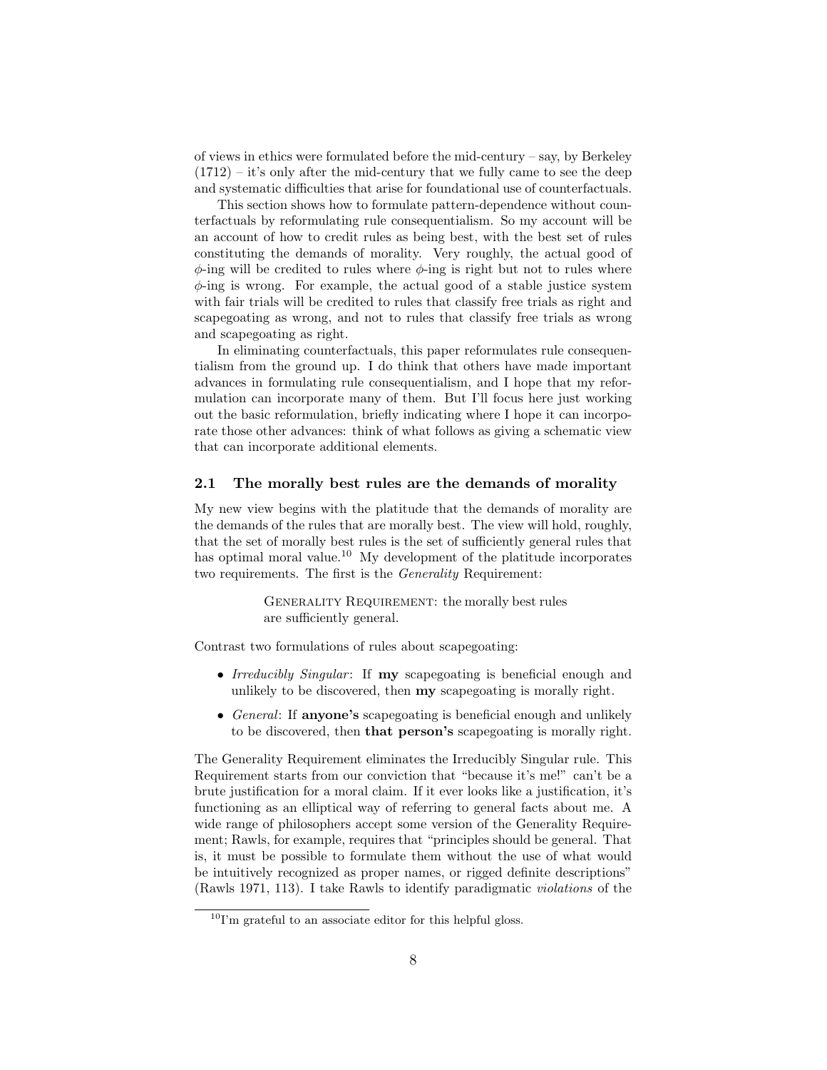of views in ethics were formulated before the mid-century – say, by Berkeley (1712) – it's only after the mid-century that we fully came to see the deep and systematic difficulties that arise for foundational use of counterfactuals.

This section shows how to formulate pattern-dependence without counterfactuals by reformulating rule consequentialism. So my account will be an account of how to credit rules as being best, with the best set of rules constituting the demands of morality. Very roughly, the actual good of $\phi$-ing will be credited to rules where $\phi$-ing is right but not to rules where $\phi$-ing is wrong. For example, the actual good of a stable justice system with fair trials will be credited to rules that classify free trials as right and scapegoating as wrong, and not to rules that classify free trials as wrong and scapegoating as right.

In eliminating counterfactuals, this paper reformulates rule consequentialism from the ground up. I do think that others have made important advances in formulating rule consequentialism, and I hope that my reformulation can incorporate many of them. But I'll focus here just working out the basic reformulation, briefly indicating where I hope it can incorporate those other advances: think of what follows as giving a schematic view that can incorporate additional elements.

## 2.1 The morally best rules are the demands of morality

My new view begins with the platitude that the demands of morality are the demands of the rules that are morally best. The view will hold, roughly, that the set of morally best rules is the set of sufficiently general rules that has optimal moral value.[10] My development of the platitude incorporates two requirements. The first is the *Generality* Requirement:

> Generality Requirement: the morally best rules are sufficiently general.

Contrast two formulations of rules about scapegoating:

- *Irreducibly Singular*: If **my** scapegoating is beneficial enough and unlikely to be discovered, then **my** scapegoating is morally right.
- *General*: If **anyone's** scapegoating is beneficial enough and unlikely to be discovered, then **that person's** scapegoating is morally right.

The Generality Requirement eliminates the Irreducibly Singular rule. This Requirement starts from our conviction that "because it's me!" can't be a brute justification for a moral claim. If it ever looks like a justification, it's functioning as an elliptical way of referring to general facts about me. A wide range of philosophers accept some version of the Generality Requirement; Rawls, for example, requires that "principles should be general. That is, it must be possible to formulate them without the use of what would be intuitively recognized as proper names, or rigged definite descriptions" (Rawls 1971, 113). I take Rawls to identify paradigmatic *violations* of the

[10] I'm grateful to an associate editor for this helpful gloss.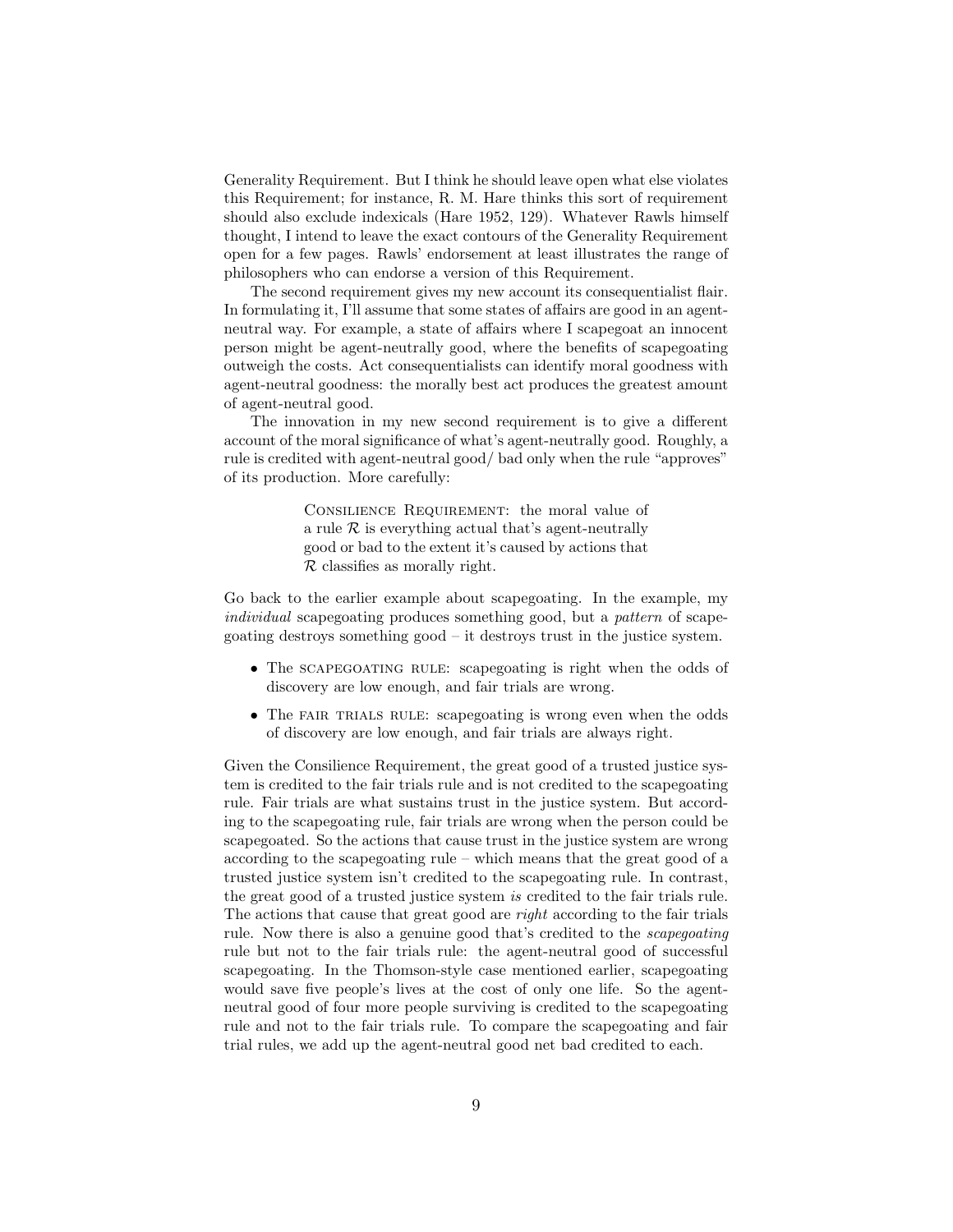Generality Requirement. But I think he should leave open what else violates this Requirement; for instance, R. M. Hare thinks this sort of requirement should also exclude indexicals (Hare 1952, 129). Whatever Rawls himself thought, I intend to leave the exact contours of the Generality Requirement open for a few pages. Rawls' endorsement at least illustrates the range of philosophers who can endorse a version of this Requirement.

The second requirement gives my new account its consequentialist flair. In formulating it, I'll assume that some states of affairs are good in an agent-neutral way. For example, a state of affairs where I scapegoat an innocent person might be agent-neutrally good, where the benefits of scapegoating outweigh the costs. Act consequentialists can identify moral goodness with agent-neutral goodness: the morally best act produces the greatest amount of agent-neutral good.

The innovation in my new second requirement is to give a different account of the moral significance of what's agent-neutrally good. Roughly, a rule is credited with agent-neutral good/ bad only when the rule "approves" of its production. More carefully:

> Consilience Requirement: the moral value of a rule $\mathcal{R}$ is everything actual that's agent-neutrally good or bad to the extent it's caused by actions that $\mathcal{R}$ classifies as morally right.

Go back to the earlier example about scapegoating. In the example, my *individual* scapegoating produces something good, but a *pattern* of scapegoating destroys something good – it destroys trust in the justice system.

- The scapegoating rule: scapegoating is right when the odds of discovery are low enough, and fair trials are wrong.
- The fair trials rule: scapegoating is wrong even when the odds of discovery are low enough, and fair trials are always right.

Given the Consilience Requirement, the great good of a trusted justice system is credited to the fair trials rule and is not credited to the scapegoating rule. Fair trials are what sustains trust in the justice system. But according to the scapegoating rule, fair trials are wrong when the person could be scapegoated. So the actions that cause trust in the justice system are wrong according to the scapegoating rule – which means that the great good of a trusted justice system isn't credited to the scapegoating rule. In contrast, the great good of a trusted justice system *is* credited to the fair trials rule. The actions that cause that great good are *right* according to the fair trials rule. Now there is also a genuine good that's credited to the *scapegoating* rule but not to the fair trials rule: the agent-neutral good of successful scapegoating. In the Thomson-style case mentioned earlier, scapegoating would save five people's lives at the cost of only one life. So the agent-neutral good of four more people surviving is credited to the scapegoating rule and not to the fair trials rule. To compare the scapegoating and fair trial rules, we add up the agent-neutral good net bad credited to each.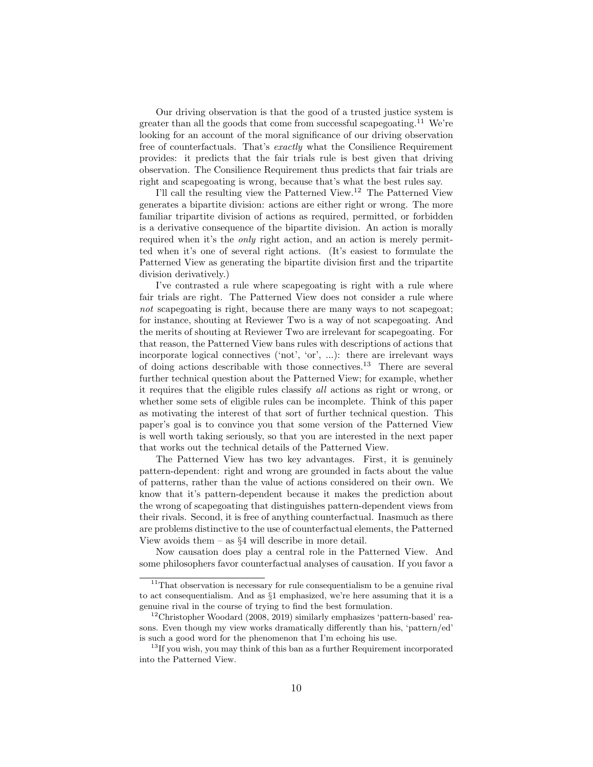Our driving observation is that the good of a trusted justice system is greater than all the goods that come from successful scapegoating.[11] We're looking for an account of the moral significance of our driving observation free of counterfactuals. That's *exactly* what the Consilience Requirement provides: it predicts that the fair trials rule is best given that driving observation. The Consilience Requirement thus predicts that fair trials are right and scapegoating is wrong, because that's what the best rules say.

I'll call the resulting view the Patterned View.[12] The Patterned View generates a bipartite division: actions are either right or wrong. The more familiar tripartite division of actions as required, permitted, or forbidden is a derivative consequence of the bipartite division. An action is morally required when it's the *only* right action, and an action is merely permitted when it's one of several right actions. (It's easiest to formulate the Patterned View as generating the bipartite division first and the tripartite division derivatively.)

I've contrasted a rule where scapegoating is right with a rule where fair trials are right. The Patterned View does not consider a rule where *not* scapegoating is right, because there are many ways to not scapegoat; for instance, shouting at Reviewer Two is a way of not scapegoating. And the merits of shouting at Reviewer Two are irrelevant for scapegoating. For that reason, the Patterned View bans rules with descriptions of actions that incorporate logical connectives ('not', 'or', ...): there are irrelevant ways of doing actions describable with those connectives.[13] There are several further technical question about the Patterned View; for example, whether it requires that the eligible rules classify *all* actions as right or wrong, or whether some sets of eligible rules can be incomplete. Think of this paper as motivating the interest of that sort of further technical question. This paper's goal is to convince you that some version of the Patterned View is well worth taking seriously, so that you are interested in the next paper that works out the technical details of the Patterned View.

The Patterned View has two key advantages. First, it is genuinely pattern-dependent: right and wrong are grounded in facts about the value of patterns, rather than the value of actions considered on their own. We know that it's pattern-dependent because it makes the prediction about the wrong of scapegoating that distinguishes pattern-dependent views from their rivals. Second, it is free of anything counterfactual. Inasmuch as there are problems distinctive to the use of counterfactual elements, the Patterned View avoids them – as §4 will describe in more detail.

Now causation does play a central role in the Patterned View. And some philosophers favor counterfactual analyses of causation. If you favor a

[11] That observation is necessary for rule consequentialism to be a genuine rival to act consequentialism. And as §1 emphasized, we're here assuming that it is a genuine rival in the course of trying to find the best formulation.

[12] Christopher Woodard (2008, 2019) similarly emphasizes 'pattern-based' reasons. Even though my view works dramatically differently than his, 'pattern/ed' is such a good word for the phenomenon that I'm echoing his use.

[13] If you wish, you may think of this ban as a further Requirement incorporated into the Patterned View.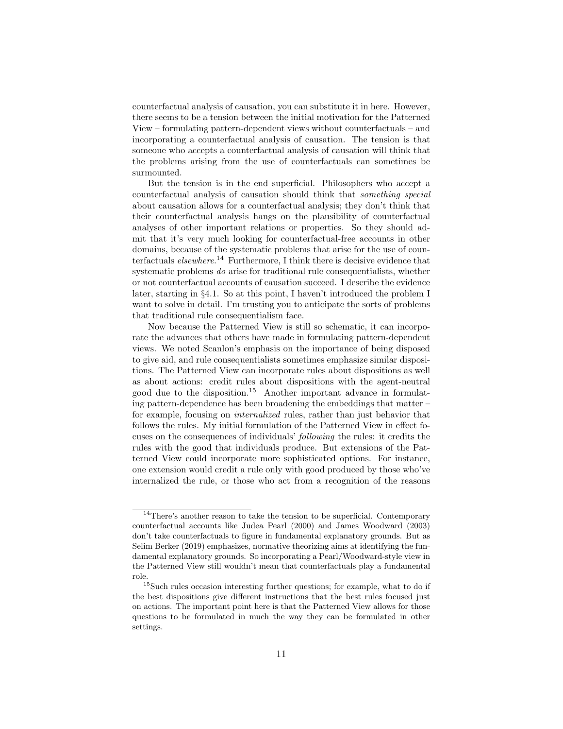counterfactual analysis of causation, you can substitute it in here. However, there seems to be a tension between the initial motivation for the Patterned View – formulating pattern-dependent views without counterfactuals – and incorporating a counterfactual analysis of causation. The tension is that someone who accepts a counterfactual analysis of causation will think that the problems arising from the use of counterfactuals can sometimes be surmounted.

But the tension is in the end superficial. Philosophers who accept a counterfactual analysis of causation should think that *something special* about causation allows for a counterfactual analysis; they don't think that their counterfactual analysis hangs on the plausibility of counterfactual analyses of other important relations or properties. So they should admit that it's very much looking for counterfactual-free accounts in other domains, because of the systematic problems that arise for the use of counterfactuals *elsewhere*.[14] Furthermore, I think there is decisive evidence that systematic problems *do* arise for traditional rule consequentialists, whether or not counterfactual accounts of causation succeed. I describe the evidence later, starting in §4.1. So at this point, I haven't introduced the problem I want to solve in detail. I'm trusting you to anticipate the sorts of problems that traditional rule consequentialism face.

Now because the Patterned View is still so schematic, it can incorporate the advances that others have made in formulating pattern-dependent views. We noted Scanlon's emphasis on the importance of being disposed to give aid, and rule consequentialists sometimes emphasize similar dispositions. The Patterned View can incorporate rules about dispositions as well as about actions: credit rules about dispositions with the agent-neutral good due to the disposition.[15] Another important advance in formulating pattern-dependence has been broadening the embeddings that matter – for example, focusing on *internalized* rules, rather than just behavior that follows the rules. My initial formulation of the Patterned View in effect focuses on the consequences of individuals' *following* the rules: it credits the rules with the good that individuals produce. But extensions of the Patterned View could incorporate more sophisticated options. For instance, one extension would credit a rule only with good produced by those who've internalized the rule, or those who act from a recognition of the reasons

---

[14] There's another reason to take the tension to be superficial. Contemporary counterfactual accounts like Judea Pearl (2000) and James Woodward (2003) don't take counterfactuals to figure in fundamental explanatory grounds. But as Selim Berker (2019) emphasizes, normative theorizing aims at identifying the fundamental explanatory grounds. So incorporating a Pearl/Woodward-style view in the Patterned View still wouldn't mean that counterfactuals play a fundamental role.

[15] Such rules occasion interesting further questions; for example, what to do if the best dispositions give different instructions that the best rules focused just on actions. The important point here is that the Patterned View allows for those questions to be formulated in much the way they can be formulated in other settings.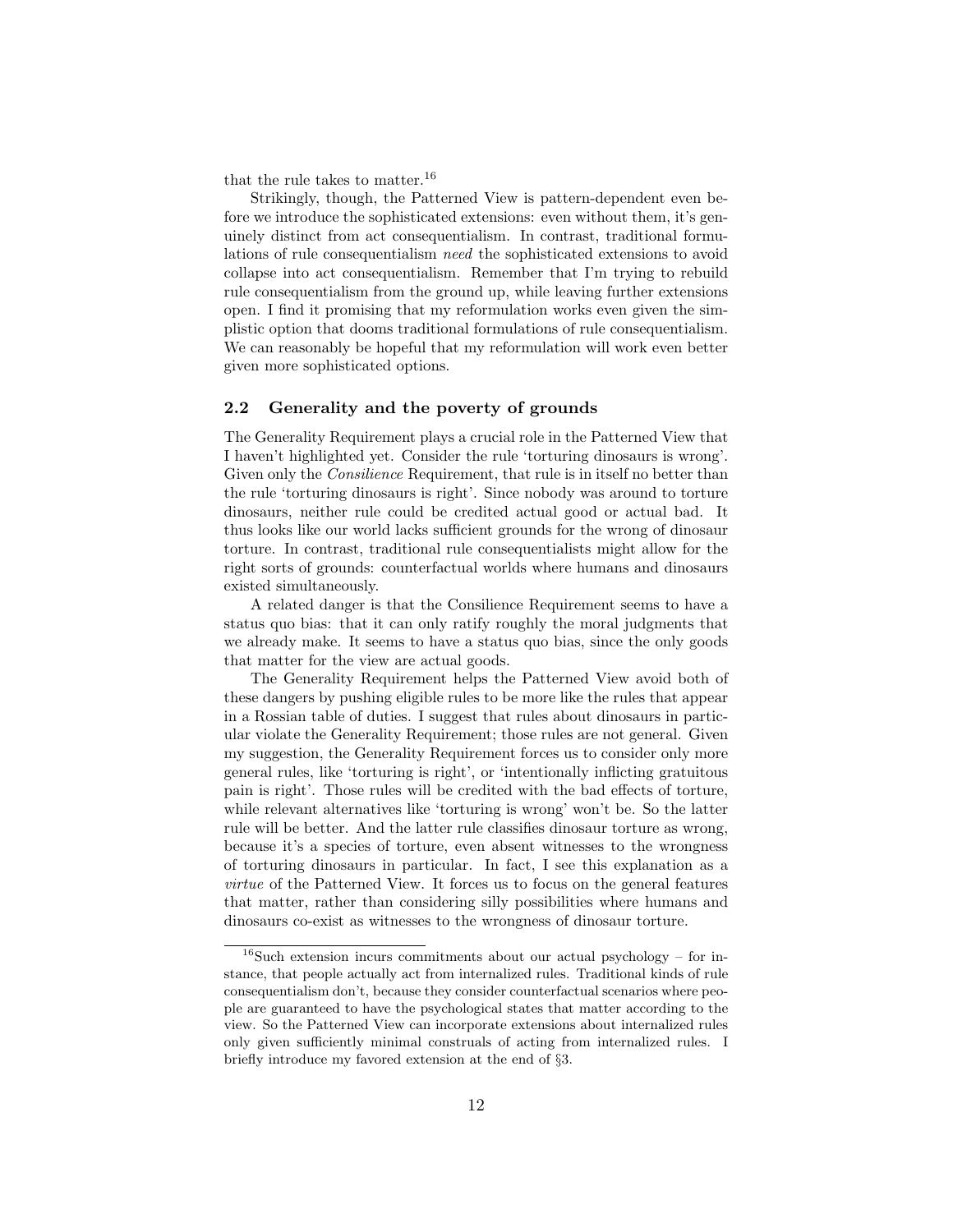that the rule takes to matter.[16]

Strikingly, though, the Patterned View is pattern-dependent even before we introduce the sophisticated extensions: even without them, it's genuinely distinct from act consequentialism. In contrast, traditional formulations of rule consequentialism *need* the sophisticated extensions to avoid collapse into act consequentialism. Remember that I'm trying to rebuild rule consequentialism from the ground up, while leaving further extensions open. I find it promising that my reformulation works even given the simplistic option that dooms traditional formulations of rule consequentialism. We can reasonably be hopeful that my reformulation will work even better given more sophisticated options.

### 2.2 Generality and the poverty of grounds

The Generality Requirement plays a crucial role in the Patterned View that I haven't highlighted yet. Consider the rule 'torturing dinosaurs is wrong'. Given only the *Consilience* Requirement, that rule is in itself no better than the rule 'torturing dinosaurs is right'. Since nobody was around to torture dinosaurs, neither rule could be credited actual good or actual bad. It thus looks like our world lacks sufficient grounds for the wrong of dinosaur torture. In contrast, traditional rule consequentialists might allow for the right sorts of grounds: counterfactual worlds where humans and dinosaurs existed simultaneously.

A related danger is that the Consilience Requirement seems to have a status quo bias: that it can only ratify roughly the moral judgments that we already make. It seems to have a status quo bias, since the only goods that matter for the view are actual goods.

The Generality Requirement helps the Patterned View avoid both of these dangers by pushing eligible rules to be more like the rules that appear in a Rossian table of duties. I suggest that rules about dinosaurs in particular violate the Generality Requirement; those rules are not general. Given my suggestion, the Generality Requirement forces us to consider only more general rules, like 'torturing is right', or 'intentionally inflicting gratuitous pain is right'. Those rules will be credited with the bad effects of torture, while relevant alternatives like 'torturing is wrong' won't be. So the latter rule will be better. And the latter rule classifies dinosaur torture as wrong, because it's a species of torture, even absent witnesses to the wrongness of torturing dinosaurs in particular. In fact, I see this explanation as a *virtue* of the Patterned View. It forces us to focus on the general features that matter, rather than considering silly possibilities where humans and dinosaurs co-exist as witnesses to the wrongness of dinosaur torture.

[16] Such extension incurs commitments about our actual psychology – for instance, that people actually act from internalized rules. Traditional kinds of rule consequentialism don't, because they consider counterfactual scenarios where people are guaranteed to have the psychological states that matter according to the view. So the Patterned View can incorporate extensions about internalized rules only given sufficiently minimal construals of acting from internalized rules. I briefly introduce my favored extension at the end of §3.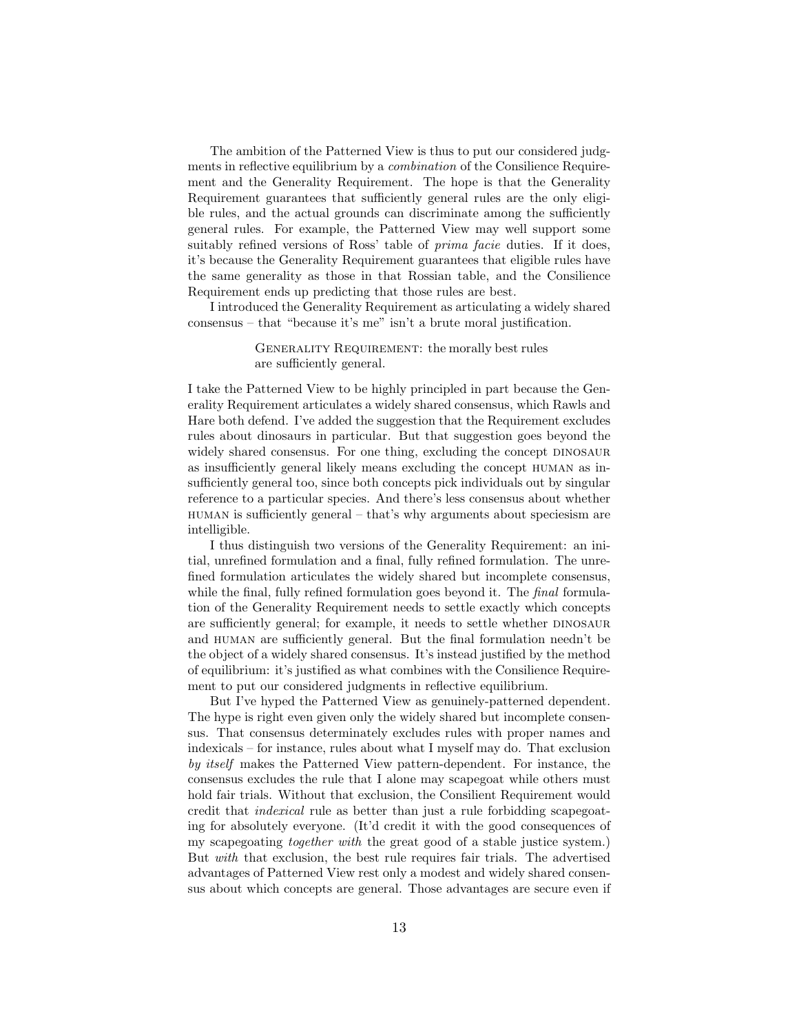The ambition of the Patterned View is thus to put our considered judgments in reflective equilibrium by a *combination* of the Consilience Requirement and the Generality Requirement. The hope is that the Generality Requirement guarantees that sufficiently general rules are the only eligible rules, and the actual grounds can discriminate among the sufficiently general rules. For example, the Patterned View may well support some suitably refined versions of Ross' table of *prima facie* duties. If it does, it's because the Generality Requirement guarantees that eligible rules have the same generality as those in that Rossian table, and the Consilience Requirement ends up predicting that those rules are best.

I introduced the Generality Requirement as articulating a widely shared consensus – that "because it's me" isn't a brute moral justification.

> Generality Requirement: the morally best rules are sufficiently general.

I take the Patterned View to be highly principled in part because the Generality Requirement articulates a widely shared consensus, which Rawls and Hare both defend. I've added the suggestion that the Requirement excludes rules about dinosaurs in particular. But that suggestion goes beyond the widely shared consensus. For one thing, excluding the concept dinosaur as insufficiently general likely means excluding the concept human as insufficiently general too, since both concepts pick individuals out by singular reference to a particular species. And there's less consensus about whether human is sufficiently general – that's why arguments about speciesism are intelligible.

I thus distinguish two versions of the Generality Requirement: an initial, unrefined formulation and a final, fully refined formulation. The unrefined formulation articulates the widely shared but incomplete consensus, while the final, fully refined formulation goes beyond it. The *final* formulation of the Generality Requirement needs to settle exactly which concepts are sufficiently general; for example, it needs to settle whether dinosaur and human are sufficiently general. But the final formulation needn't be the object of a widely shared consensus. It's instead justified by the method of equilibrium: it's justified as what combines with the Consilience Requirement to put our considered judgments in reflective equilibrium.

But I've hyped the Patterned View as genuinely-patterned dependent. The hype is right even given only the widely shared but incomplete consensus. That consensus determinately excludes rules with proper names and indexicals – for instance, rules about what I myself may do. That exclusion *by itself* makes the Patterned View pattern-dependent. For instance, the consensus excludes the rule that I alone may scapegoat while others must hold fair trials. Without that exclusion, the Consilient Requirement would credit that *indexical* rule as better than just a rule forbidding scapegoating for absolutely everyone. (It'd credit it with the good consequences of my scapegoating *together with* the great good of a stable justice system.) But *with* that exclusion, the best rule requires fair trials. The advertised advantages of Patterned View rest only a modest and widely shared consensus about which concepts are general. Those advantages are secure even if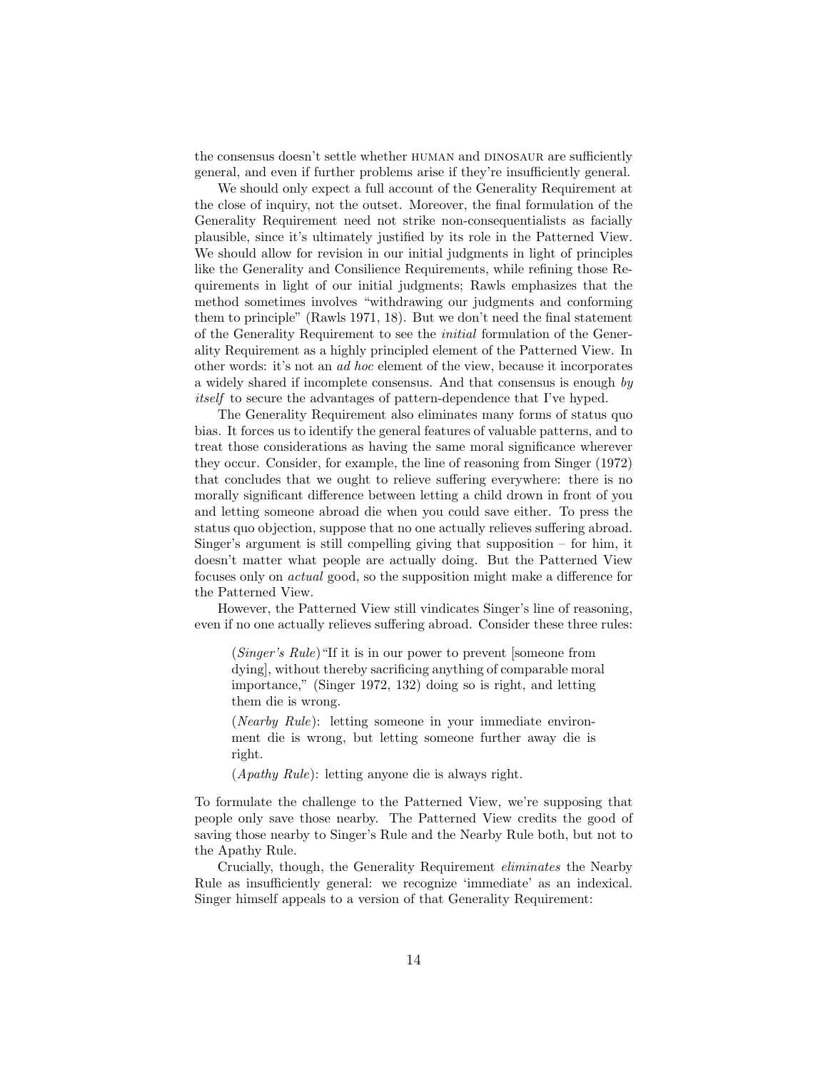the consensus doesn't settle whether HUMAN and DINOSAUR are sufficiently general, and even if further problems arise if they're insufficiently general.

We should only expect a full account of the Generality Requirement at the close of inquiry, not the outset. Moreover, the final formulation of the Generality Requirement need not strike non-consequentialists as facially plausible, since it's ultimately justified by its role in the Patterned View. We should allow for revision in our initial judgments in light of principles like the Generality and Consilience Requirements, while refining those Requirements in light of our initial judgments; Rawls emphasizes that the method sometimes involves "withdrawing our judgments and conforming them to principle" (Rawls 1971, 18). But we don't need the final statement of the Generality Requirement to see the *initial* formulation of the Generality Requirement as a highly principled element of the Patterned View. In other words: it's not an *ad hoc* element of the view, because it incorporates a widely shared if incomplete consensus. And that consensus is enough *by itself* to secure the advantages of pattern-dependence that I've hyped.

The Generality Requirement also eliminates many forms of status quo bias. It forces us to identify the general features of valuable patterns, and to treat those considerations as having the same moral significance wherever they occur. Consider, for example, the line of reasoning from Singer (1972) that concludes that we ought to relieve suffering everywhere: there is no morally significant difference between letting a child drown in front of you and letting someone abroad die when you could save either. To press the status quo objection, suppose that no one actually relieves suffering abroad. Singer's argument is still compelling giving that supposition – for him, it doesn't matter what people are actually doing. But the Patterned View focuses only on *actual* good, so the supposition might make a difference for the Patterned View.

However, the Patterned View still vindicates Singer's line of reasoning, even if no one actually relieves suffering abroad. Consider these three rules:

> (*Singer's Rule*) "If it is in our power to prevent [someone from dying], without thereby sacrificing anything of comparable moral importance," (Singer 1972, 132) doing so is right, and letting them die is wrong.
>
> (*Nearby Rule*): letting someone in your immediate environment die is wrong, but letting someone further away die is right.
>
> (*Apathy Rule*): letting anyone die is always right.

To formulate the challenge to the Patterned View, we're supposing that people only save those nearby. The Patterned View credits the good of saving those nearby to Singer's Rule and the Nearby Rule both, but not to the Apathy Rule.

Crucially, though, the Generality Requirement *eliminates* the Nearby Rule as insufficiently general: we recognize 'immediate' as an indexical. Singer himself appeals to a version of that Generality Requirement: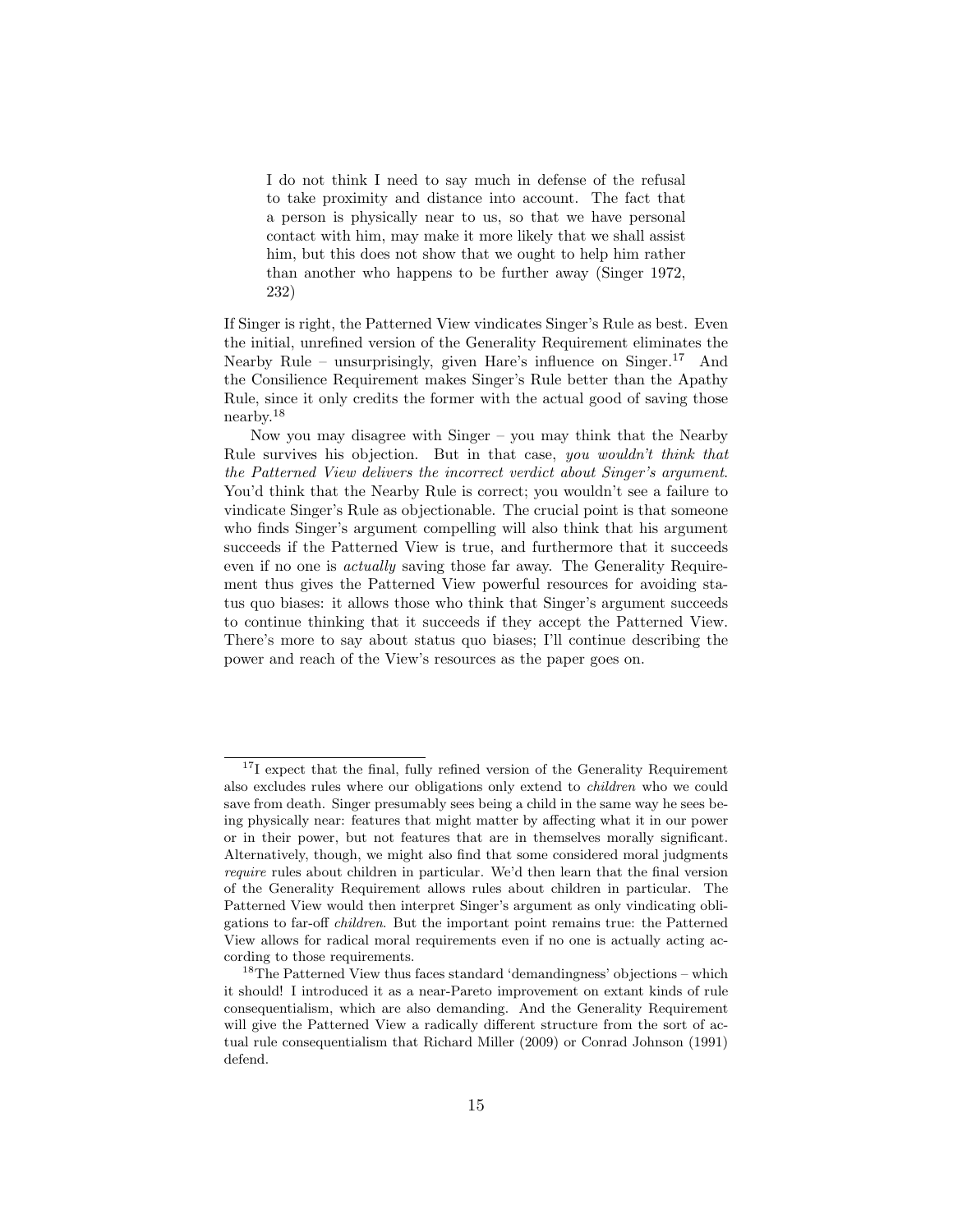> I do not think I need to say much in defense of the refusal to take proximity and distance into account. The fact that a person is physically near to us, so that we have personal contact with him, may make it more likely that we shall assist him, but this does not show that we ought to help him rather than another who happens to be further away (Singer 1972, 232)

If Singer is right, the Patterned View vindicates Singer's Rule as best. Even the initial, unrefined version of the Generality Requirement eliminates the Nearby Rule – unsurprisingly, given Hare's influence on Singer.[17] And the Consilience Requirement makes Singer's Rule better than the Apathy Rule, since it only credits the former with the actual good of saving those nearby.[18]

Now you may disagree with Singer – you may think that the Nearby Rule survives his objection. But in that case, *you wouldn't think that the Patterned View delivers the incorrect verdict about Singer's argument*. You'd think that the Nearby Rule is correct; you wouldn't see a failure to vindicate Singer's Rule as objectionable. The crucial point is that someone who finds Singer's argument compelling will also think that his argument succeeds if the Patterned View is true, and furthermore that it succeeds even if no one is *actually* saving those far away. The Generality Requirement thus gives the Patterned View powerful resources for avoiding status quo biases: it allows those who think that Singer's argument succeeds to continue thinking that it succeeds if they accept the Patterned View. There's more to say about status quo biases; I'll continue describing the power and reach of the View's resources as the paper goes on.

---

[17] I expect that the final, fully refined version of the Generality Requirement also excludes rules where our obligations only extend to *children* who we could save from death. Singer presumably sees being a child in the same way he sees being physically near: features that might matter by affecting what it in our power or in their power, but not features that are in themselves morally significant. Alternatively, though, we might also find that some considered moral judgments *require* rules about children in particular. We'd then learn that the final version of the Generality Requirement allows rules about children in particular. The Patterned View would then interpret Singer's argument as only vindicating obligations to far-off *children*. But the important point remains true: the Patterned View allows for radical moral requirements even if no one is actually acting according to those requirements.

[18] The Patterned View thus faces standard 'demandingness' objections – which it should! I introduced it as a near-Pareto improvement on extant kinds of rule consequentialism, which are also demanding. And the Generality Requirement will give the Patterned View a radically different structure from the sort of actual rule consequentialism that Richard Miller (2009) or Conrad Johnson (1991) defend.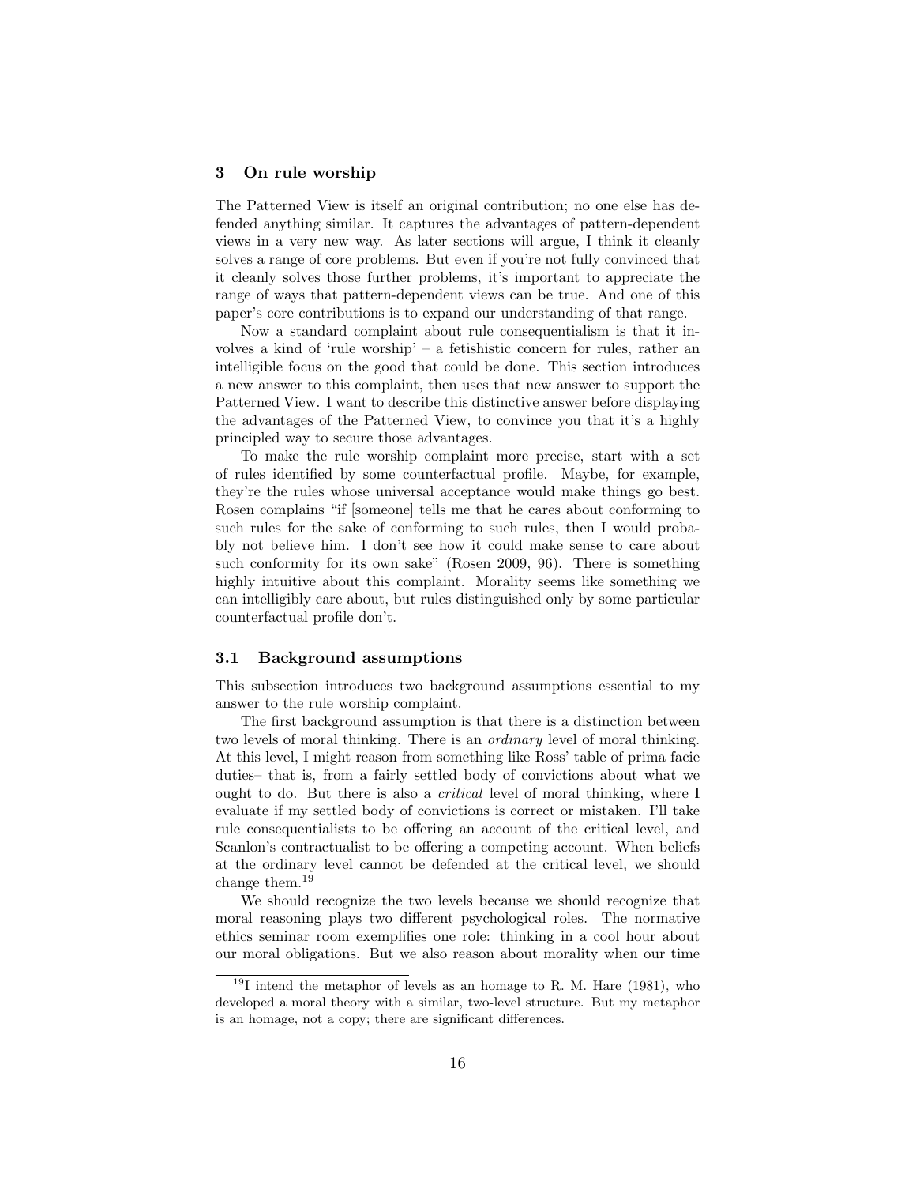## 3 On rule worship

The Patterned View is itself an original contribution; no one else has defended anything similar. It captures the advantages of pattern-dependent views in a very new way. As later sections will argue, I think it cleanly solves a range of core problems. But even if you're not fully convinced that it cleanly solves those further problems, it's important to appreciate the range of ways that pattern-dependent views can be true. And one of this paper's core contributions is to expand our understanding of that range.

Now a standard complaint about rule consequentialism is that it involves a kind of 'rule worship' – a fetishistic concern for rules, rather an intelligible focus on the good that could be done. This section introduces a new answer to this complaint, then uses that new answer to support the Patterned View. I want to describe this distinctive answer before displaying the advantages of the Patterned View, to convince you that it's a highly principled way to secure those advantages.

To make the rule worship complaint more precise, start with a set of rules identified by some counterfactual profile. Maybe, for example, they're the rules whose universal acceptance would make things go best. Rosen complains "if [someone] tells me that he cares about conforming to such rules for the sake of conforming to such rules, then I would probably not believe him. I don't see how it could make sense to care about such conformity for its own sake" (Rosen 2009, 96). There is something highly intuitive about this complaint. Morality seems like something we can intelligibly care about, but rules distinguished only by some particular counterfactual profile don't.

### 3.1 Background assumptions

This subsection introduces two background assumptions essential to my answer to the rule worship complaint.

The first background assumption is that there is a distinction between two levels of moral thinking. There is an *ordinary* level of moral thinking. At this level, I might reason from something like Ross' table of prima facie duties– that is, from a fairly settled body of convictions about what we ought to do. But there is also a *critical* level of moral thinking, where I evaluate if my settled body of convictions is correct or mistaken. I'll take rule consequentialists to be offering an account of the critical level, and Scanlon's contractualist to be offering a competing account. When beliefs at the ordinary level cannot be defended at the critical level, we should change them.[19]

We should recognize the two levels because we should recognize that moral reasoning plays two different psychological roles. The normative ethics seminar room exemplifies one role: thinking in a cool hour about our moral obligations. But we also reason about morality when our time

[19] I intend the metaphor of levels as an homage to R. M. Hare (1981), who developed a moral theory with a similar, two-level structure. But my metaphor is an homage, not a copy; there are significant differences.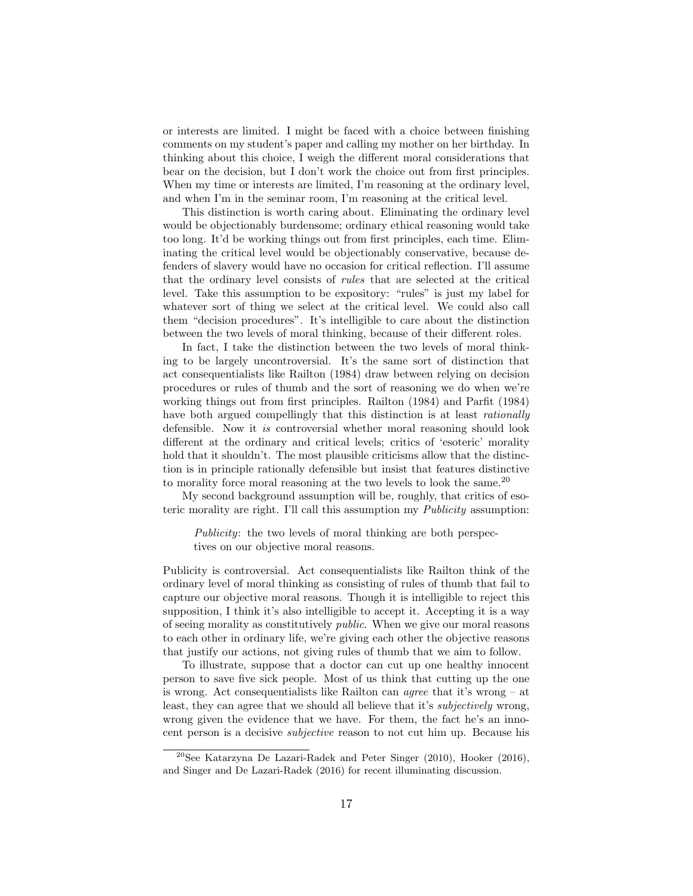or interests are limited. I might be faced with a choice between finishing comments on my student's paper and calling my mother on her birthday. In thinking about this choice, I weigh the different moral considerations that bear on the decision, but I don't work the choice out from first principles. When my time or interests are limited, I'm reasoning at the ordinary level, and when I'm in the seminar room, I'm reasoning at the critical level.

This distinction is worth caring about. Eliminating the ordinary level would be objectionably burdensome; ordinary ethical reasoning would take too long. It'd be working things out from first principles, each time. Eliminating the critical level would be objectionably conservative, because defenders of slavery would have no occasion for critical reflection. I'll assume that the ordinary level consists of *rules* that are selected at the critical level. Take this assumption to be expository: "rules" is just my label for whatever sort of thing we select at the critical level. We could also call them "decision procedures". It's intelligible to care about the distinction between the two levels of moral thinking, because of their different roles.

In fact, I take the distinction between the two levels of moral thinking to be largely uncontroversial. It's the same sort of distinction that act consequentialists like Railton (1984) draw between relying on decision procedures or rules of thumb and the sort of reasoning we do when we're working things out from first principles. Railton (1984) and Parfit (1984) have both argued compellingly that this distinction is at least *rationally* defensible. Now it *is* controversial whether moral reasoning should look different at the ordinary and critical levels; critics of 'esoteric' morality hold that it shouldn't. The most plausible criticisms allow that the distinction is in principle rationally defensible but insist that features distinctive to morality force moral reasoning at the two levels to look the same.[20]

My second background assumption will be, roughly, that critics of esoteric morality are right. I'll call this assumption my *Publicity* assumption:

> *Publicity*: the two levels of moral thinking are both perspectives on our objective moral reasons.

Publicity is controversial. Act consequentialists like Railton think of the ordinary level of moral thinking as consisting of rules of thumb that fail to capture our objective moral reasons. Though it is intelligible to reject this supposition, I think it's also intelligible to accept it. Accepting it is a way of seeing morality as constitutively *public*. When we give our moral reasons to each other in ordinary life, we're giving each other the objective reasons that justify our actions, not giving rules of thumb that we aim to follow.

To illustrate, suppose that a doctor can cut up one healthy innocent person to save five sick people. Most of us think that cutting up the one is wrong. Act consequentialists like Railton can *agree* that it's wrong – at least, they can agree that we should all believe that it's *subjectively* wrong, wrong given the evidence that we have. For them, the fact he's an innocent person is a decisive *subjective* reason to not cut him up. Because his

[20] See Katarzyna De Lazari-Radek and Peter Singer (2010), Hooker (2016), and Singer and De Lazari-Radek (2016) for recent illuminating discussion.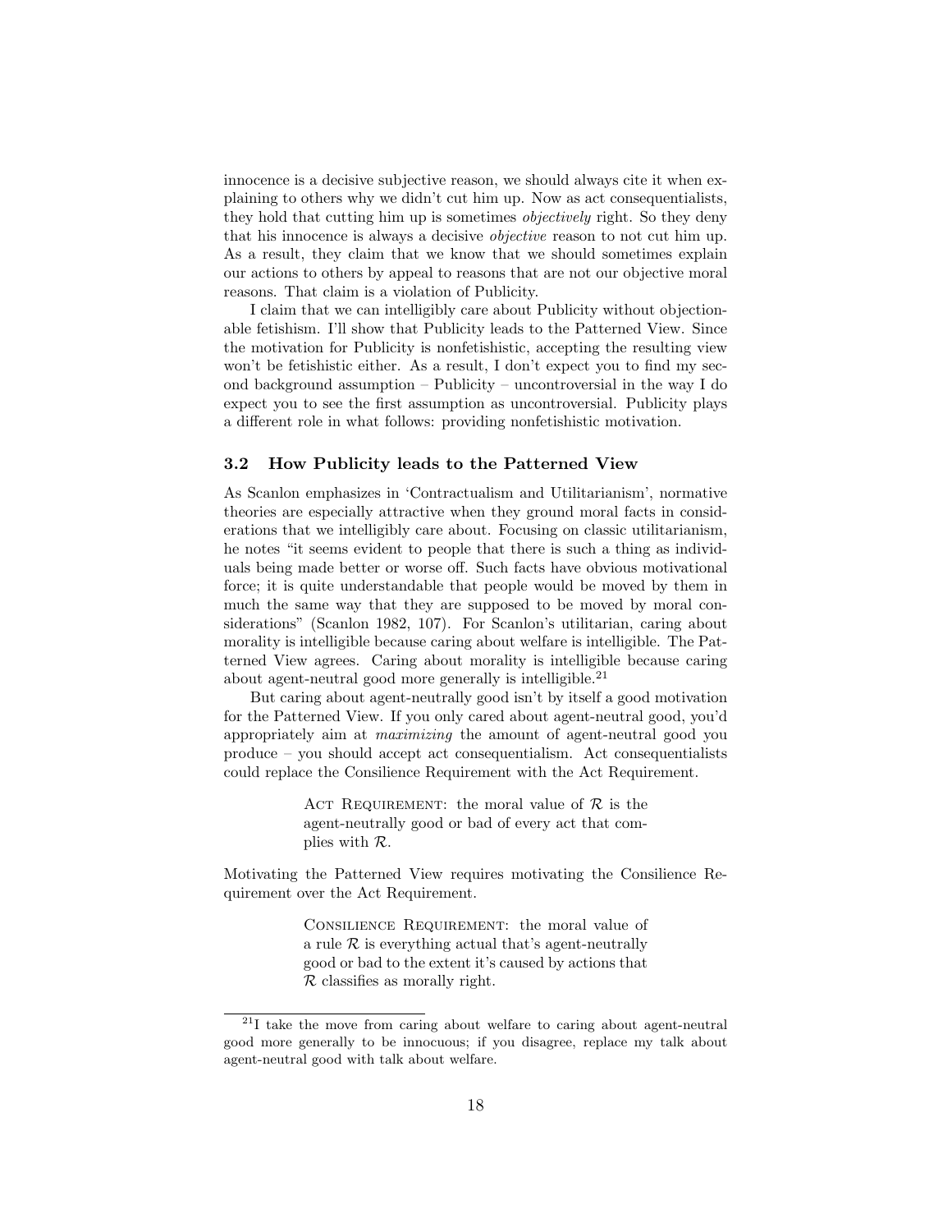innocence is a decisive subjective reason, we should always cite it when explaining to others why we didn't cut him up. Now as act consequentialists, they hold that cutting him up is sometimes *objectively* right. So they deny that his innocence is always a decisive *objective* reason to not cut him up. As a result, they claim that we know that we should sometimes explain our actions to others by appeal to reasons that are not our objective moral reasons. That claim is a violation of Publicity.

I claim that we can intelligibly care about Publicity without objectionable fetishism. I'll show that Publicity leads to the Patterned View. Since the motivation for Publicity is nonfetishistic, accepting the resulting view won't be fetishistic either. As a result, I don't expect you to find my second background assumption – Publicity – uncontroversial in the way I do expect you to see the first assumption as uncontroversial. Publicity plays a different role in what follows: providing nonfetishistic motivation.

### 3.2 How Publicity leads to the Patterned View

As Scanlon emphasizes in 'Contractualism and Utilitarianism', normative theories are especially attractive when they ground moral facts in considerations that we intelligibly care about. Focusing on classic utilitarianism, he notes "it seems evident to people that there is such a thing as individuals being made better or worse off. Such facts have obvious motivational force; it is quite understandable that people would be moved by them in much the same way that they are supposed to be moved by moral considerations" (Scanlon 1982, 107). For Scanlon's utilitarian, caring about morality is intelligible because caring about welfare is intelligible. The Patterned View agrees. Caring about morality is intelligible because caring about agent-neutral good more generally is intelligible.[21]

But caring about agent-neutrally good isn't by itself a good motivation for the Patterned View. If you only cared about agent-neutral good, you'd appropriately aim at *maximizing* the amount of agent-neutral good you produce – you should accept act consequentialism. Act consequentialists could replace the Consilience Requirement with the Act Requirement.

> Act Requirement: the moral value of $\mathcal{R}$ is the agent-neutrally good or bad of every act that complies with $\mathcal{R}$.

Motivating the Patterned View requires motivating the Consilience Requirement over the Act Requirement.

> Consilience Requirement: the moral value of a rule $\mathcal{R}$ is everything actual that's agent-neutrally good or bad to the extent it's caused by actions that $\mathcal{R}$ classifies as morally right.

[21] I take the move from caring about welfare to caring about agent-neutral good more generally to be innocuous; if you disagree, replace my talk about agent-neutral good with talk about welfare.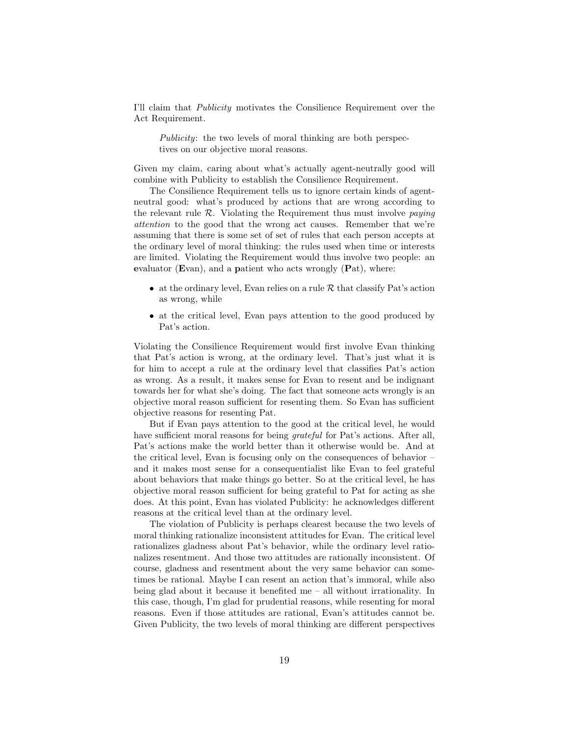I'll claim that *Publicity* motivates the Consilience Requirement over the Act Requirement.

> *Publicity*: the two levels of moral thinking are both perspectives on our objective moral reasons.

Given my claim, caring about what's actually agent-neutrally good will combine with Publicity to establish the Consilience Requirement.

The Consilience Requirement tells us to ignore certain kinds of agent-neutral good: what's produced by actions that are wrong according to the relevant rule $\mathcal{R}$. Violating the Requirement thus must involve *paying attention* to the good that the wrong act causes. Remember that we're assuming that there is some set of set of rules that each person accepts at the ordinary level of moral thinking: the rules used when time or interests are limited. Violating the Requirement would thus involve two people: an **e**valuator (**E**van), and a **p**atient who acts wrongly (**P**at), where:

- at the ordinary level, Evan relies on a rule $\mathcal{R}$ that classify Pat's action as wrong, while
- at the critical level, Evan pays attention to the good produced by Pat's action.

Violating the Consilience Requirement would first involve Evan thinking that Pat's action is wrong, at the ordinary level. That's just what it is for him to accept a rule at the ordinary level that classifies Pat's action as wrong. As a result, it makes sense for Evan to resent and be indignant towards her for what she's doing. The fact that someone acts wrongly is an objective moral reason sufficient for resenting them. So Evan has sufficient objective reasons for resenting Pat.

But if Evan pays attention to the good at the critical level, he would have sufficient moral reasons for being *grateful* for Pat's actions. After all, Pat's actions make the world better than it otherwise would be. And at the critical level, Evan is focusing only on the consequences of behavior – and it makes most sense for a consequentialist like Evan to feel grateful about behaviors that make things go better. So at the critical level, he has objective moral reason sufficient for being grateful to Pat for acting as she does. At this point, Evan has violated Publicity: he acknowledges different reasons at the critical level than at the ordinary level.

The violation of Publicity is perhaps clearest because the two levels of moral thinking rationalize inconsistent attitudes for Evan. The critical level rationalizes gladness about Pat's behavior, while the ordinary level rationalizes resentment. And those two attitudes are rationally inconsistent. Of course, gladness and resentment about the very same behavior can sometimes be rational. Maybe I can resent an action that's immoral, while also being glad about it because it benefited me – all without irrationality. In this case, though, I'm glad for prudential reasons, while resenting for moral reasons. Even if those attitudes are rational, Evan's attitudes cannot be. Given Publicity, the two levels of moral thinking are different perspectives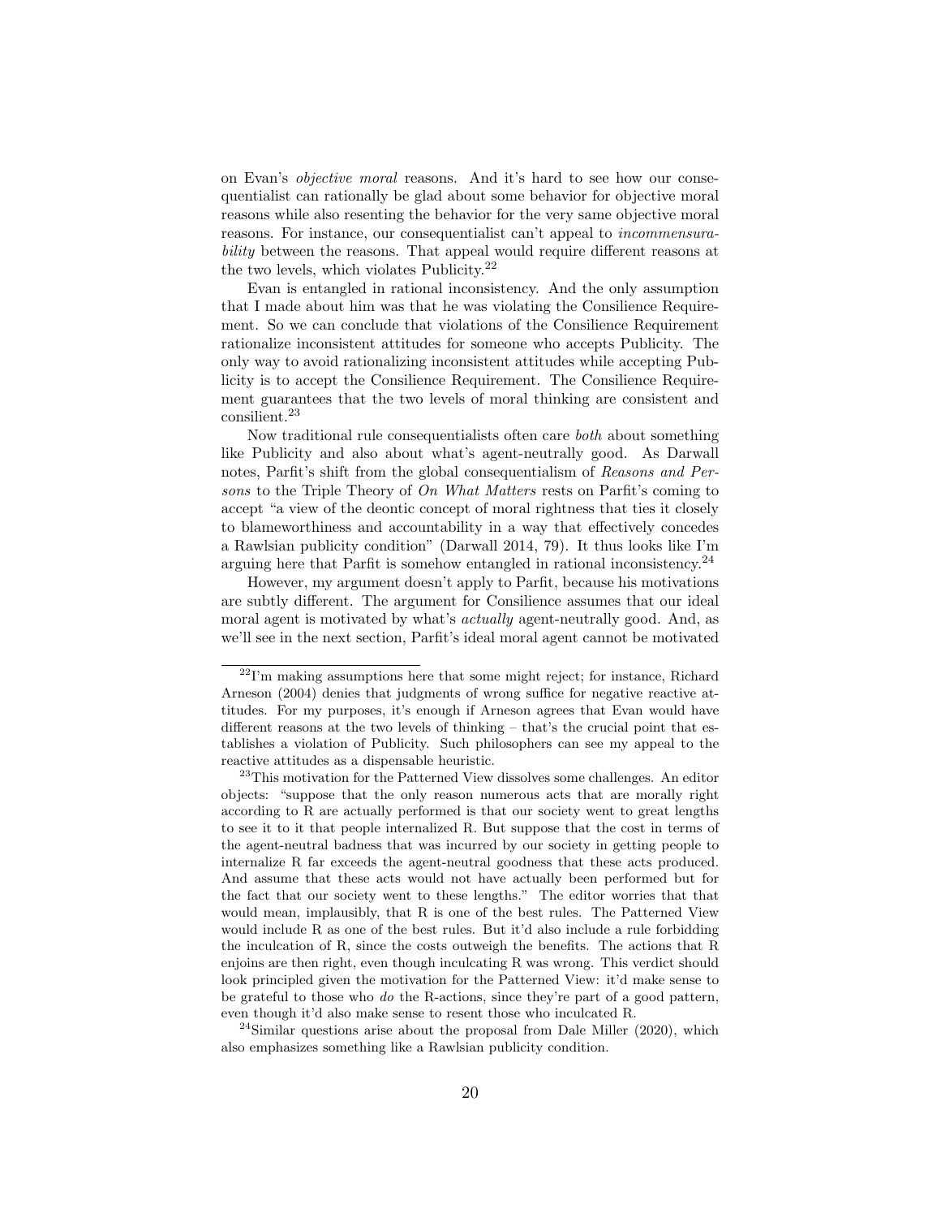on Evan's *objective moral* reasons. And it's hard to see how our consequentialist can rationally be glad about some behavior for objective moral reasons while also resenting the behavior for the very same objective moral reasons. For instance, our consequentialist can't appeal to *incommensurability* between the reasons. That appeal would require different reasons at the two levels, which violates Publicity.[22]

Evan is entangled in rational inconsistency. And the only assumption that I made about him was that he was violating the Consilience Requirement. So we can conclude that violations of the Consilience Requirement rationalize inconsistent attitudes for someone who accepts Publicity. The only way to avoid rationalizing inconsistent attitudes while accepting Publicity is to accept the Consilience Requirement. The Consilience Requirement guarantees that the two levels of moral thinking are consistent and consilient.[23]

Now traditional rule consequentialists often care *both* about something like Publicity and also about what's agent-neutrally good. As Darwall notes, Parfit's shift from the global consequentialism of *Reasons and Persons* to the Triple Theory of *On What Matters* rests on Parfit's coming to accept "a view of the deontic concept of moral rightness that ties it closely to blameworthiness and accountability in a way that effectively concedes a Rawlsian publicity condition" (Darwall 2014, 79). It thus looks like I'm arguing here that Parfit is somehow entangled in rational inconsistency.[24]

However, my argument doesn't apply to Parfit, because his motivations are subtly different. The argument for Consilience assumes that our ideal moral agent is motivated by what's *actually* agent-neutrally good. And, as we'll see in the next section, Parfit's ideal moral agent cannot be motivated

[22] I'm making assumptions here that some might reject; for instance, Richard Arneson (2004) denies that judgments of wrong suffice for negative reactive attitudes. For my purposes, it's enough if Arneson agrees that Evan would have different reasons at the two levels of thinking – that's the crucial point that establishes a violation of Publicity. Such philosophers can see my appeal to the reactive attitudes as a dispensable heuristic.

[23] This motivation for the Patterned View dissolves some challenges. An editor objects: "suppose that the only reason numerous acts that are morally right according to R are actually performed is that our society went to great lengths to see it to it that people internalized R. But suppose that the cost in terms of the agent-neutral badness that was incurred by our society in getting people to internalize R far exceeds the agent-neutral goodness that these acts produced. And assume that these acts would not have actually been performed but for the fact that our society went to these lengths." The editor worries that that would mean, implausibly, that R is one of the best rules. The Patterned View would include R as one of the best rules. But it'd also include a rule forbidding the inculcation of R, since the costs outweigh the benefits. The actions that R enjoins are then right, even though inculcating R was wrong. This verdict should look principled given the motivation for the Patterned View: it'd make sense to be grateful to those who *do* the R-actions, since they're part of a good pattern, even though it'd also make sense to resent those who inculcated R.

[24] Similar questions arise about the proposal from Dale Miller (2020), which also emphasizes something like a Rawlsian publicity condition.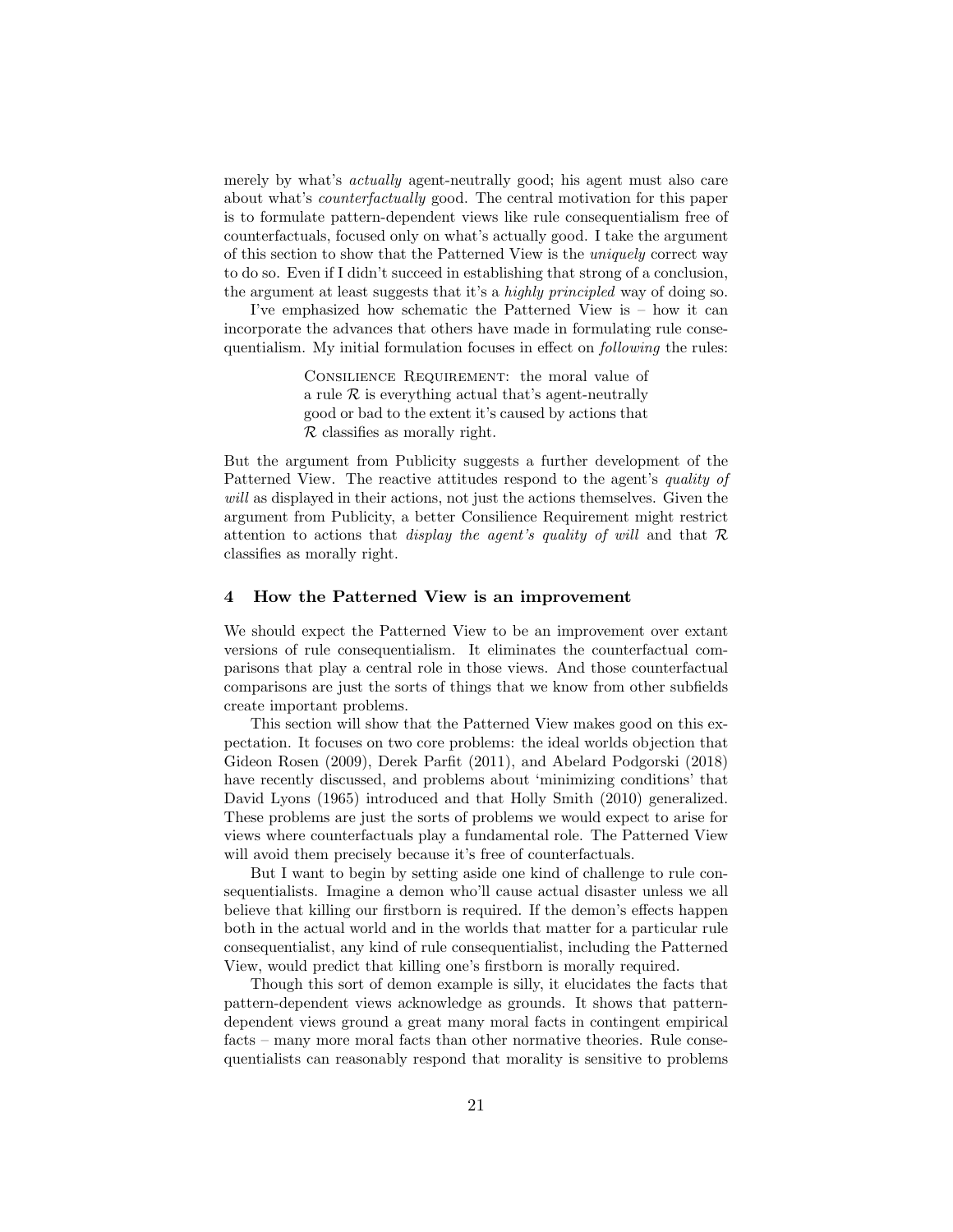merely by what's *actually* agent-neutrally good; his agent must also care about what's *counterfactually* good. The central motivation for this paper is to formulate pattern-dependent views like rule consequentialism free of counterfactuals, focused only on what's actually good. I take the argument of this section to show that the Patterned View is the *uniquely* correct way to do so. Even if I didn't succeed in establishing that strong of a conclusion, the argument at least suggests that it's a *highly principled* way of doing so.

I've emphasized how schematic the Patterned View is – how it can incorporate the advances that others have made in formulating rule consequentialism. My initial formulation focuses in effect on *following* the rules:

> Consilience Requirement: the moral value of a rule $\mathcal{R}$ is everything actual that's agent-neutrally good or bad to the extent it's caused by actions that $\mathcal{R}$ classifies as morally right.

But the argument from Publicity suggests a further development of the Patterned View. The reactive attitudes respond to the agent's *quality of will* as displayed in their actions, not just the actions themselves. Given the argument from Publicity, a better Consilience Requirement might restrict attention to actions that *display the agent's quality of will* and that $\mathcal{R}$ classifies as morally right.

## 4 How the Patterned View is an improvement

We should expect the Patterned View to be an improvement over extant versions of rule consequentialism. It eliminates the counterfactual comparisons that play a central role in those views. And those counterfactual comparisons are just the sorts of things that we know from other subfields create important problems.

This section will show that the Patterned View makes good on this expectation. It focuses on two core problems: the ideal worlds objection that Gideon Rosen (2009), Derek Parfit (2011), and Abelard Podgorski (2018) have recently discussed, and problems about 'minimizing conditions' that David Lyons (1965) introduced and that Holly Smith (2010) generalized. These problems are just the sorts of problems we would expect to arise for views where counterfactuals play a fundamental role. The Patterned View will avoid them precisely because it's free of counterfactuals.

But I want to begin by setting aside one kind of challenge to rule consequentialists. Imagine a demon who'll cause actual disaster unless we all believe that killing our firstborn is required. If the demon's effects happen both in the actual world and in the worlds that matter for a particular rule consequentialist, any kind of rule consequentialist, including the Patterned View, would predict that killing one's firstborn is morally required.

Though this sort of demon example is silly, it elucidates the facts that pattern-dependent views acknowledge as grounds. It shows that pattern-dependent views ground a great many moral facts in contingent empirical facts – many more moral facts than other normative theories. Rule consequentialists can reasonably respond that morality is sensitive to problems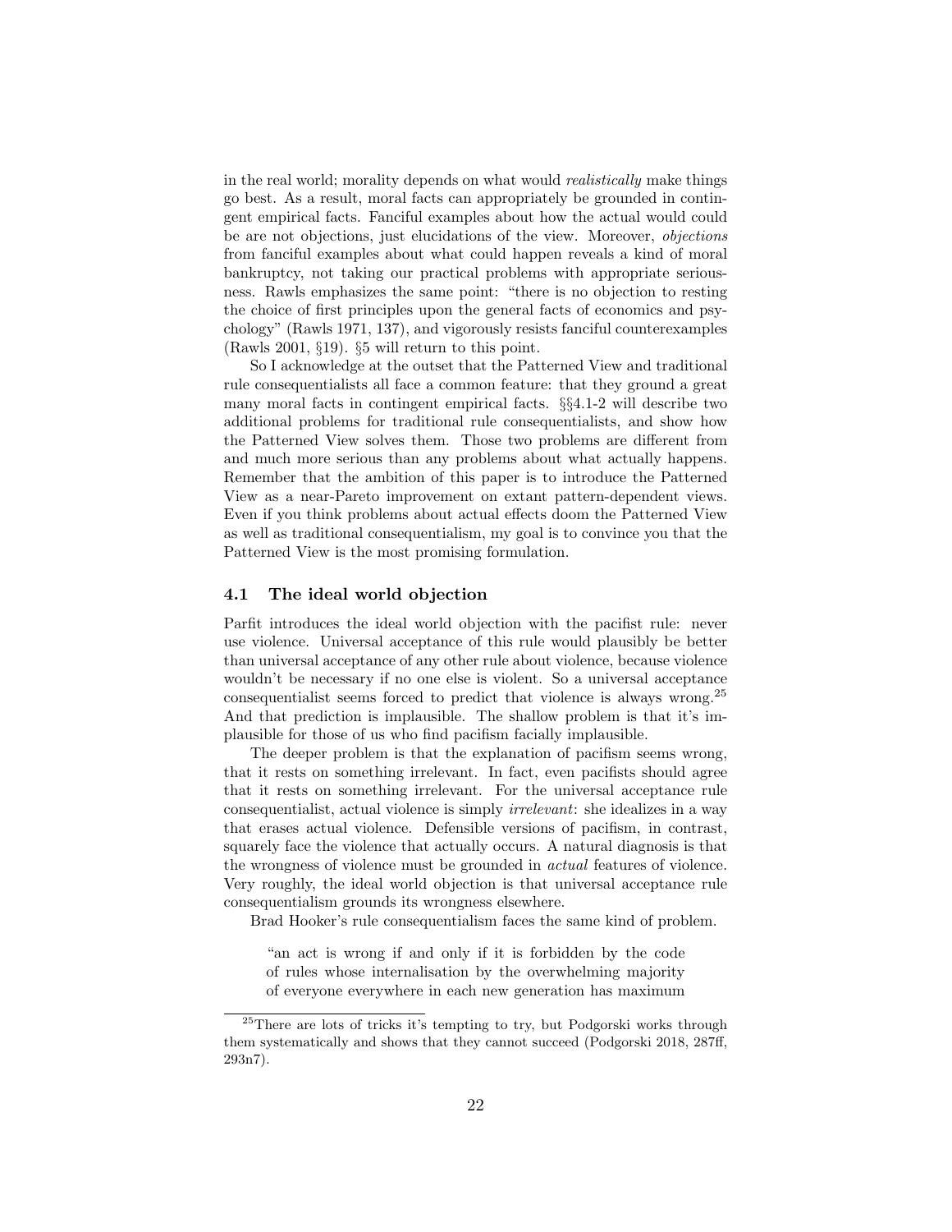in the real world; morality depends on what would *realistically* make things go best. As a result, moral facts can appropriately be grounded in contingent empirical facts. Fanciful examples about how the actual would could be are not objections, just elucidations of the view. Moreover, *objections* from fanciful examples about what could happen reveals a kind of moral bankruptcy, not taking our practical problems with appropriate seriousness. Rawls emphasizes the same point: "there is no objection to resting the choice of first principles upon the general facts of economics and psychology" (Rawls 1971, 137), and vigorously resists fanciful counterexamples (Rawls 2001, §19). §5 will return to this point.

So I acknowledge at the outset that the Patterned View and traditional rule consequentialists all face a common feature: that they ground a great many moral facts in contingent empirical facts. §§4.1-2 will describe two additional problems for traditional rule consequentialists, and show how the Patterned View solves them. Those two problems are different from and much more serious than any problems about what actually happens. Remember that the ambition of this paper is to introduce the Patterned View as a near-Pareto improvement on extant pattern-dependent views. Even if you think problems about actual effects doom the Patterned View as well as traditional consequentialism, my goal is to convince you that the Patterned View is the most promising formulation.

### 4.1 The ideal world objection

Parfit introduces the ideal world objection with the pacifist rule: never use violence. Universal acceptance of this rule would plausibly be better than universal acceptance of any other rule about violence, because violence wouldn't be necessary if no one else is violent. So a universal acceptance consequentialist seems forced to predict that violence is always wrong.[25] And that prediction is implausible. The shallow problem is that it's implausible for those of us who find pacifism facially implausible.

The deeper problem is that the explanation of pacifism seems wrong, that it rests on something irrelevant. In fact, even pacifists should agree that it rests on something irrelevant. For the universal acceptance rule consequentialist, actual violence is simply *irrelevant*: she idealizes in a way that erases actual violence. Defensible versions of pacifism, in contrast, squarely face the violence that actually occurs. A natural diagnosis is that the wrongness of violence must be grounded in *actual* features of violence. Very roughly, the ideal world objection is that universal acceptance rule consequentialism grounds its wrongness elsewhere.

Brad Hooker's rule consequentialism faces the same kind of problem.

> "an act is wrong if and only if it is forbidden by the code of rules whose internalisation by the overwhelming majority of everyone everywhere in each new generation has maximum

[25] There are lots of tricks it's tempting to try, but Podgorski works through them systematically and shows that they cannot succeed (Podgorski 2018, 287ff, 293n7).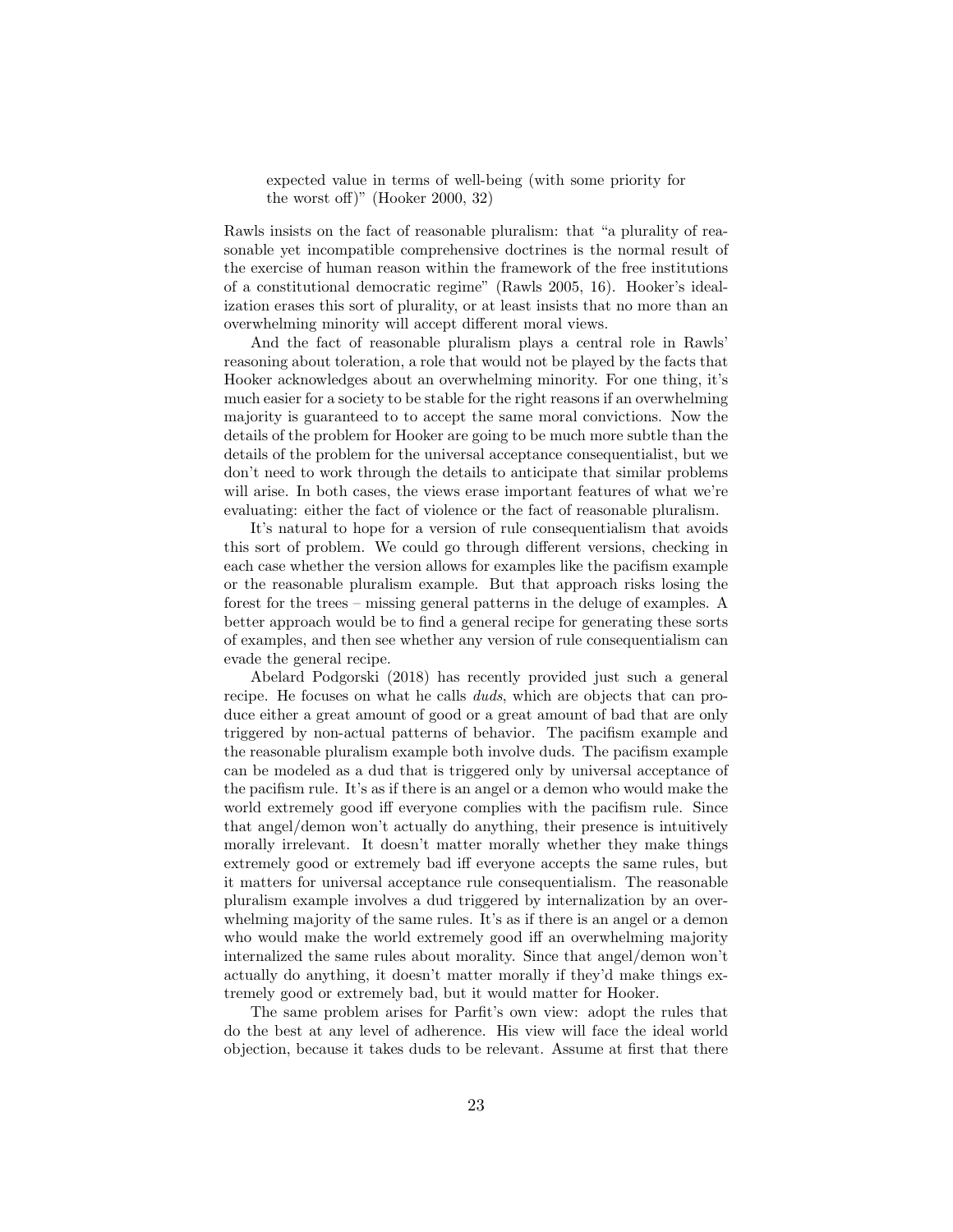> expected value in terms of well-being (with some priority for the worst off)" (Hooker 2000, 32)

Rawls insists on the fact of reasonable pluralism: that "a plurality of reasonable yet incompatible comprehensive doctrines is the normal result of the exercise of human reason within the framework of the free institutions of a constitutional democratic regime" (Rawls 2005, 16). Hooker's idealization erases this sort of plurality, or at least insists that no more than an overwhelming minority will accept different moral views.

And the fact of reasonable pluralism plays a central role in Rawls' reasoning about toleration, a role that would not be played by the facts that Hooker acknowledges about an overwhelming minority. For one thing, it's much easier for a society to be stable for the right reasons if an overwhelming majority is guaranteed to to accept the same moral convictions. Now the details of the problem for Hooker are going to be much more subtle than the details of the problem for the universal acceptance consequentialist, but we don't need to work through the details to anticipate that similar problems will arise. In both cases, the views erase important features of what we're evaluating: either the fact of violence or the fact of reasonable pluralism.

It's natural to hope for a version of rule consequentialism that avoids this sort of problem. We could go through different versions, checking in each case whether the version allows for examples like the pacifism example or the reasonable pluralism example. But that approach risks losing the forest for the trees – missing general patterns in the deluge of examples. A better approach would be to find a general recipe for generating these sorts of examples, and then see whether any version of rule consequentialism can evade the general recipe.

Abelard Podgorski (2018) has recently provided just such a general recipe. He focuses on what he calls *duds*, which are objects that can produce either a great amount of good or a great amount of bad that are only triggered by non-actual patterns of behavior. The pacifism example and the reasonable pluralism example both involve duds. The pacifism example can be modeled as a dud that is triggered only by universal acceptance of the pacifism rule. It's as if there is an angel or a demon who would make the world extremely good iff everyone complies with the pacifism rule. Since that angel/demon won't actually do anything, their presence is intuitively morally irrelevant. It doesn't matter morally whether they make things extremely good or extremely bad iff everyone accepts the same rules, but it matters for universal acceptance rule consequentialism. The reasonable pluralism example involves a dud triggered by internalization by an overwhelming majority of the same rules. It's as if there is an angel or a demon who would make the world extremely good iff an overwhelming majority internalized the same rules about morality. Since that angel/demon won't actually do anything, it doesn't matter morally if they'd make things extremely good or extremely bad, but it would matter for Hooker.

The same problem arises for Parfit's own view: adopt the rules that do the best at any level of adherence. His view will face the ideal world objection, because it takes duds to be relevant. Assume at first that there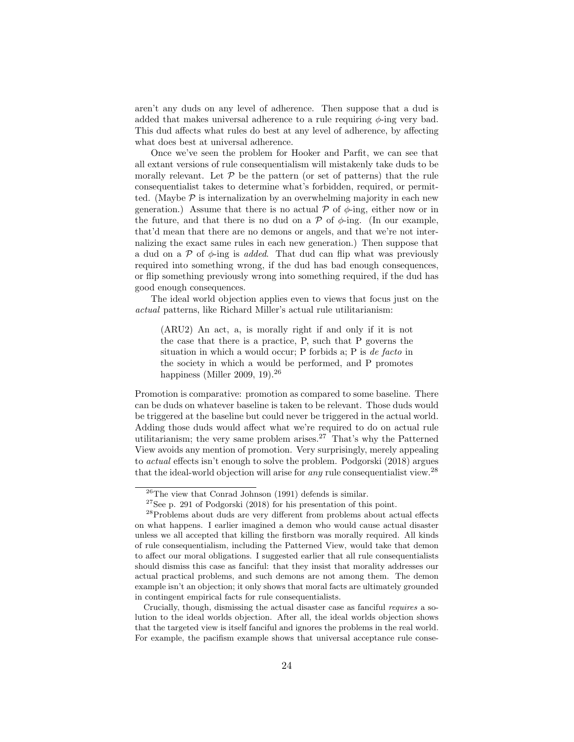aren't any duds on any level of adherence. Then suppose that a dud is added that makes universal adherence to a rule requiring $\phi$-ing very bad. This dud affects what rules do best at any level of adherence, by affecting what does best at universal adherence.

Once we've seen the problem for Hooker and Parfit, we can see that all extant versions of rule consequentialism will mistakenly take duds to be morally relevant. Let $\mathcal{P}$ be the pattern (or set of patterns) that the rule consequentialist takes to determine what's forbidden, required, or permitted. (Maybe $\mathcal{P}$ is internalization by an overwhelming majority in each new generation.) Assume that there is no actual $\mathcal{P}$ of $\phi$-ing, either now or in the future, and that there is no dud on a $\mathcal{P}$ of $\phi$-ing. (In our example, that'd mean that there are no demons or angels, and that we're not internalizing the exact same rules in each new generation.) Then suppose that a dud on a $\mathcal{P}$ of $\phi$-ing is *added*. That dud can flip what was previously required into something wrong, if the dud has bad enough consequences, or flip something previously wrong into something required, if the dud has good enough consequences.

The ideal world objection applies even to views that focus just on the *actual* patterns, like Richard Miller's actual rule utilitarianism:

> (ARU2) An act, a, is morally right if and only if it is not the case that there is a practice, P, such that P governs the situation in which a would occur; P forbids a; P is *de facto* in the society in which a would be performed, and P promotes happiness (Miller 2009, 19).[26]

Promotion is comparative: promotion as compared to some baseline. There can be duds on whatever baseline is taken to be relevant. Those duds would be triggered at the baseline but could never be triggered in the actual world. Adding those duds would affect what we're required to do on actual rule utilitarianism; the very same problem arises.[27] That's why the Patterned View avoids any mention of promotion. Very surprisingly, merely appealing to *actual* effects isn't enough to solve the problem. Podgorski (2018) argues that the ideal-world objection will arise for *any* rule consequentialist view.[28]

[26] The view that Conrad Johnson (1991) defends is similar.

[27] See p. 291 of Podgorski (2018) for his presentation of this point.

[28] Problems about duds are very different from problems about actual effects on what happens. I earlier imagined a demon who would cause actual disaster unless we all accepted that killing the firstborn was morally required. All kinds of rule consequentialism, including the Patterned View, would take that demon to affect our moral obligations. I suggested earlier that all rule consequentialists should dismiss this case as fanciful: that they insist that morality addresses our actual practical problems, and such demons are not among them. The demon example isn't an objection; it only shows that moral facts are ultimately grounded in contingent empirical facts for rule consequentialists.

Crucially, though, dismissing the actual disaster case as fanciful *requires* a solution to the ideal worlds objection. After all, the ideal worlds objection shows that the targeted view is itself fanciful and ignores the problems in the real world. For example, the pacifism example shows that universal acceptance rule conse-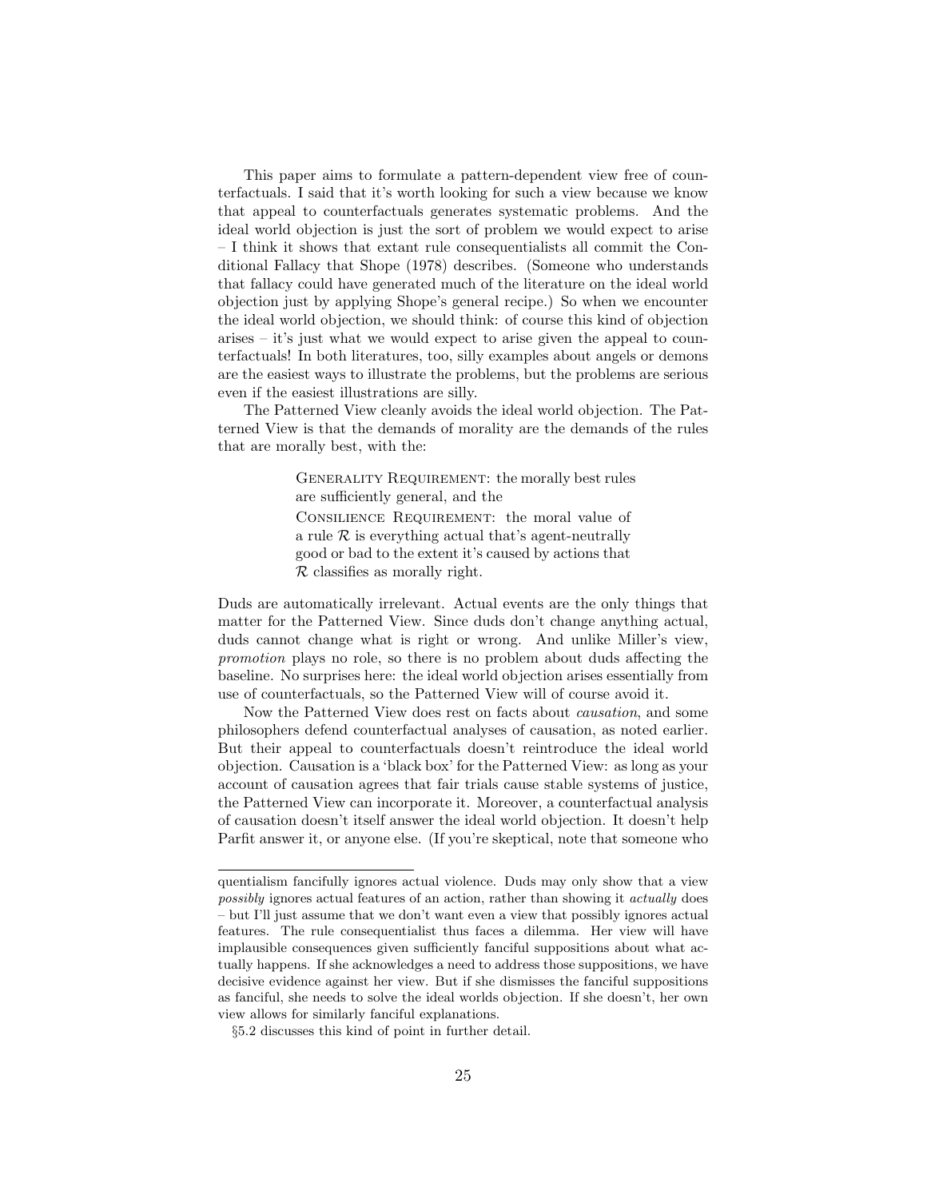This paper aims to formulate a pattern-dependent view free of counterfactuals. I said that it's worth looking for such a view because we know that appeal to counterfactuals generates systematic problems. And the ideal world objection is just the sort of problem we would expect to arise – I think it shows that extant rule consequentialists all commit the Conditional Fallacy that Shope (1978) describes. (Someone who understands that fallacy could have generated much of the literature on the ideal world objection just by applying Shope's general recipe.) So when we encounter the ideal world objection, we should think: of course this kind of objection arises – it's just what we would expect to arise given the appeal to counterfactuals! In both literatures, too, silly examples about angels or demons are the easiest ways to illustrate the problems, but the problems are serious even if the easiest illustrations are silly.

The Patterned View cleanly avoids the ideal world objection. The Patterned View is that the demands of morality are the demands of the rules that are morally best, with the:

> Generality Requirement: the morally best rules are sufficiently general, and the
>
> Consilience Requirement: the moral value of a rule $\mathcal{R}$ is everything actual that's agent-neutrally good or bad to the extent it's caused by actions that $\mathcal{R}$ classifies as morally right.

Duds are automatically irrelevant. Actual events are the only things that matter for the Patterned View. Since duds don't change anything actual, duds cannot change what is right or wrong. And unlike Miller's view, *promotion* plays no role, so there is no problem about duds affecting the baseline. No surprises here: the ideal world objection arises essentially from use of counterfactuals, so the Patterned View will of course avoid it.

Now the Patterned View does rest on facts about *causation*, and some philosophers defend counterfactual analyses of causation, as noted earlier. But their appeal to counterfactuals doesn't reintroduce the ideal world objection. Causation is a 'black box' for the Patterned View: as long as your account of causation agrees that fair trials cause stable systems of justice, the Patterned View can incorporate it. Moreover, a counterfactual analysis of causation doesn't itself answer the ideal world objection. It doesn't help Parfit answer it, or anyone else. (If you're skeptical, note that someone who

---

quentialism fancifully ignores actual violence. Duds may only show that a view *possibly* ignores actual features of an action, rather than showing it *actually* does – but I'll just assume that we don't want even a view that possibly ignores actual features. The rule consequentialist thus faces a dilemma. Her view will have implausible consequences given sufficiently fanciful suppositions about what actually happens. If she acknowledges a need to address those suppositions, we have decisive evidence against her view. But if she dismisses the fanciful suppositions as fanciful, she needs to solve the ideal worlds objection. If she doesn't, her own view allows for similarly fanciful explanations.

§5.2 discusses this kind of point in further detail.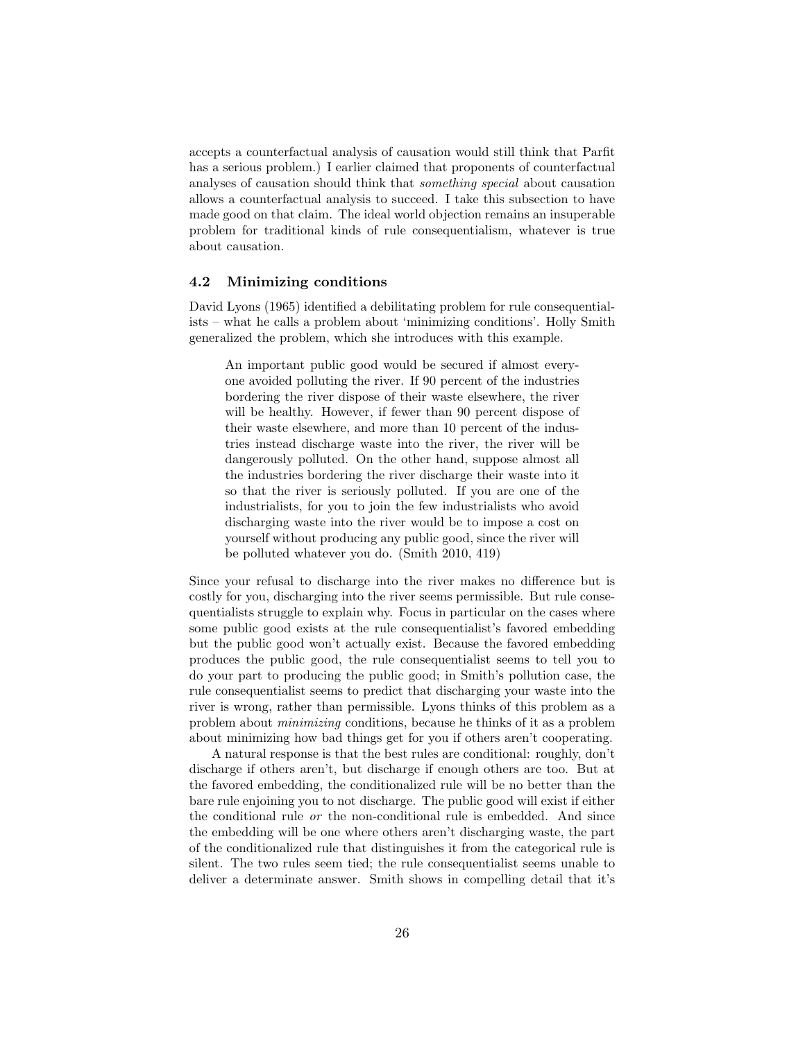accepts a counterfactual analysis of causation would still think that Parfit has a serious problem.) I earlier claimed that proponents of counterfactual analyses of causation should think that *something special* about causation allows a counterfactual analysis to succeed. I take this subsection to have made good on that claim. The ideal world objection remains an insuperable problem for traditional kinds of rule consequentialism, whatever is true about causation.

### 4.2 Minimizing conditions

David Lyons (1965) identified a debilitating problem for rule consequentialists – what he calls a problem about 'minimizing conditions'. Holly Smith generalized the problem, which she introduces with this example.

> An important public good would be secured if almost everyone avoided polluting the river. If 90 percent of the industries bordering the river dispose of their waste elsewhere, the river will be healthy. However, if fewer than 90 percent dispose of their waste elsewhere, and more than 10 percent of the industries instead discharge waste into the river, the river will be dangerously polluted. On the other hand, suppose almost all the industries bordering the river discharge their waste into it so that the river is seriously polluted. If you are one of the industrialists, for you to join the few industrialists who avoid discharging waste into the river would be to impose a cost on yourself without producing any public good, since the river will be polluted whatever you do. (Smith 2010, 419)

Since your refusal to discharge into the river makes no difference but is costly for you, discharging into the river seems permissible. But rule consequentialists struggle to explain why. Focus in particular on the cases where some public good exists at the rule consequentialist's favored embedding but the public good won't actually exist. Because the favored embedding produces the public good, the rule consequentialist seems to tell you to do your part to producing the public good; in Smith's pollution case, the rule consequentialist seems to predict that discharging your waste into the river is wrong, rather than permissible. Lyons thinks of this problem as a problem about *minimizing* conditions, because he thinks of it as a problem about minimizing how bad things get for you if others aren't cooperating.

A natural response is that the best rules are conditional: roughly, don't discharge if others aren't, but discharge if enough others are too. But at the favored embedding, the conditionalized rule will be no better than the bare rule enjoining you to not discharge. The public good will exist if either the conditional rule *or* the non-conditional rule is embedded. And since the embedding will be one where others aren't discharging waste, the part of the conditionalized rule that distinguishes it from the categorical rule is silent. The two rules seem tied; the rule consequentialist seems unable to deliver a determinate answer. Smith shows in compelling detail that it's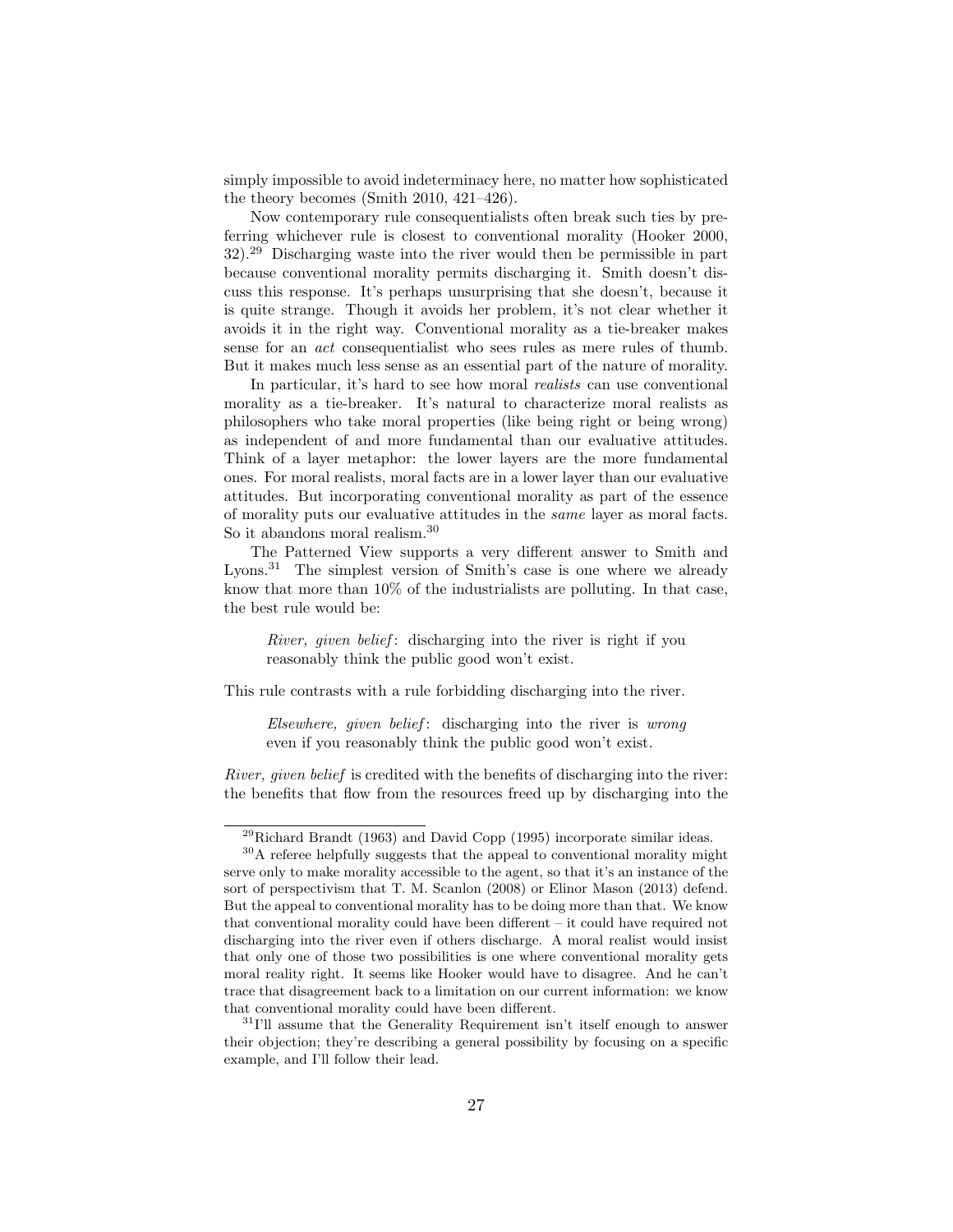simply impossible to avoid indeterminacy here, no matter how sophisticated the theory becomes (Smith 2010, 421–426).

Now contemporary rule consequentialists often break such ties by preferring whichever rule is closest to conventional morality (Hooker 2000, 32).[29] Discharging waste into the river would then be permissible in part because conventional morality permits discharging it. Smith doesn't discuss this response. It's perhaps unsurprising that she doesn't, because it is quite strange. Though it avoids her problem, it's not clear whether it avoids it in the right way. Conventional morality as a tie-breaker makes sense for an *act* consequentialist who sees rules as mere rules of thumb. But it makes much less sense as an essential part of the nature of morality.

In particular, it's hard to see how moral *realists* can use conventional morality as a tie-breaker. It's natural to characterize moral realists as philosophers who take moral properties (like being right or being wrong) as independent of and more fundamental than our evaluative attitudes. Think of a layer metaphor: the lower layers are the more fundamental ones. For moral realists, moral facts are in a lower layer than our evaluative attitudes. But incorporating conventional morality as part of the essence of morality puts our evaluative attitudes in the *same* layer as moral facts. So it abandons moral realism.[30]

The Patterned View supports a very different answer to Smith and Lyons.[31] The simplest version of Smith's case is one where we already know that more than 10% of the industrialists are polluting. In that case, the best rule would be:

> *River, given belief*: discharging into the river is right if you reasonably think the public good won't exist.

This rule contrasts with a rule forbidding discharging into the river.

> *Elsewhere, given belief*: discharging into the river is *wrong* even if you reasonably think the public good won't exist.

*River, given belief* is credited with the benefits of discharging into the river: the benefits that flow from the resources freed up by discharging into the

---

[29] Richard Brandt (1963) and David Copp (1995) incorporate similar ideas.

[30] A referee helpfully suggests that the appeal to conventional morality might serve only to make morality accessible to the agent, so that it's an instance of the sort of perspectivism that T. M. Scanlon (2008) or Elinor Mason (2013) defend. But the appeal to conventional morality has to be doing more than that. We know that conventional morality could have been different – it could have required not discharging into the river even if others discharge. A moral realist would insist that only one of those two possibilities is one where conventional morality gets moral reality right. It seems like Hooker would have to disagree. And he can't trace that disagreement back to a limitation on our current information: we know that conventional morality could have been different.

[31] I'll assume that the Generality Requirement isn't itself enough to answer their objection; they're describing a general possibility by focusing on a specific example, and I'll follow their lead.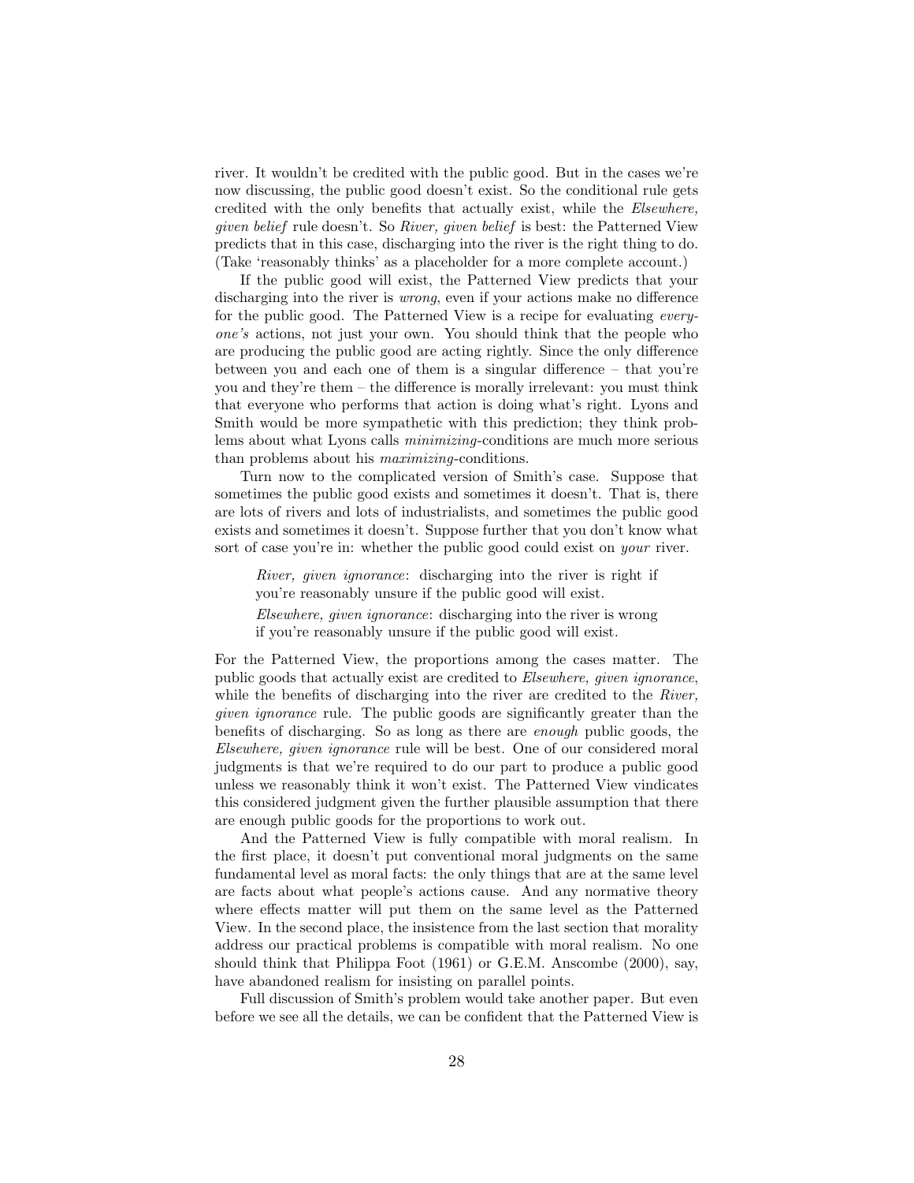river. It wouldn't be credited with the public good. But in the cases we're now discussing, the public good doesn't exist. So the conditional rule gets credited with the only benefits that actually exist, while the *Elsewhere, given belief* rule doesn't. So *River, given belief* is best: the Patterned View predicts that in this case, discharging into the river is the right thing to do. (Take 'reasonably thinks' as a placeholder for a more complete account.)

If the public good will exist, the Patterned View predicts that your discharging into the river is *wrong*, even if your actions make no difference for the public good. The Patterned View is a recipe for evaluating *everyone's* actions, not just your own. You should think that the people who are producing the public good are acting rightly. Since the only difference between you and each one of them is a singular difference – that you're you and they're them – the difference is morally irrelevant: you must think that everyone who performs that action is doing what's right. Lyons and Smith would be more sympathetic with this prediction; they think problems about what Lyons calls *minimizing*-conditions are much more serious than problems about his *maximizing*-conditions.

Turn now to the complicated version of Smith's case. Suppose that sometimes the public good exists and sometimes it doesn't. That is, there are lots of rivers and lots of industrialists, and sometimes the public good exists and sometimes it doesn't. Suppose further that you don't know what sort of case you're in: whether the public good could exist on *your* river.

> *River, given ignorance*: discharging into the river is right if you're reasonably unsure if the public good will exist.
>
> *Elsewhere, given ignorance*: discharging into the river is wrong if you're reasonably unsure if the public good will exist.

For the Patterned View, the proportions among the cases matter. The public goods that actually exist are credited to *Elsewhere, given ignorance*, while the benefits of discharging into the river are credited to the *River, given ignorance* rule. The public goods are significantly greater than the benefits of discharging. So as long as there are *enough* public goods, the *Elsewhere, given ignorance* rule will be best. One of our considered moral judgments is that we're required to do our part to produce a public good unless we reasonably think it won't exist. The Patterned View vindicates this considered judgment given the further plausible assumption that there are enough public goods for the proportions to work out.

And the Patterned View is fully compatible with moral realism. In the first place, it doesn't put conventional moral judgments on the same fundamental level as moral facts: the only things that are at the same level are facts about what people's actions cause. And any normative theory where effects matter will put them on the same level as the Patterned View. In the second place, the insistence from the last section that morality address our practical problems is compatible with moral realism. No one should think that Philippa Foot (1961) or G.E.M. Anscombe (2000), say, have abandoned realism for insisting on parallel points.

Full discussion of Smith's problem would take another paper. But even before we see all the details, we can be confident that the Patterned View is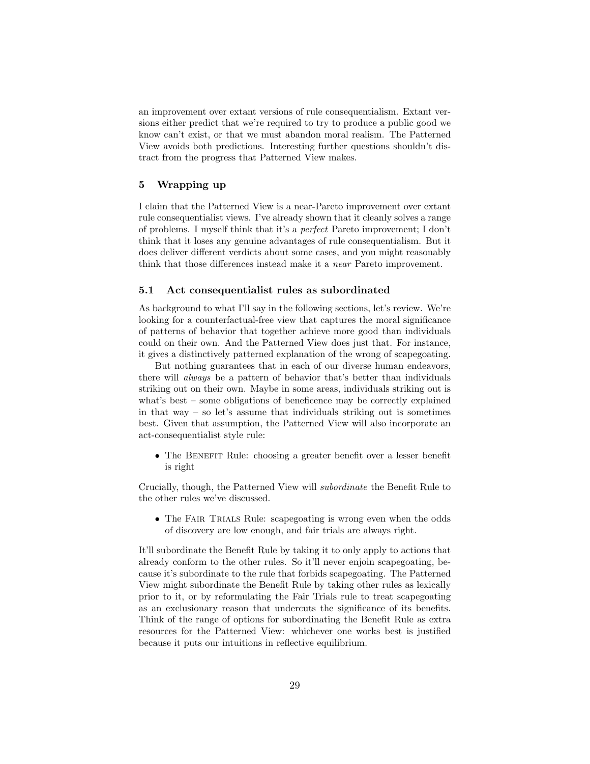an improvement over extant versions of rule consequentialism. Extant versions either predict that we're required to try to produce a public good we know can't exist, or that we must abandon moral realism. The Patterned View avoids both predictions. Interesting further questions shouldn't distract from the progress that Patterned View makes.

## 5 Wrapping up

I claim that the Patterned View is a near-Pareto improvement over extant rule consequentialist views. I've already shown that it cleanly solves a range of problems. I myself think that it's a *perfect* Pareto improvement; I don't think that it loses any genuine advantages of rule consequentialism. But it does deliver different verdicts about some cases, and you might reasonably think that those differences instead make it a *near* Pareto improvement.

### 5.1 Act consequentialist rules as subordinated

As background to what I'll say in the following sections, let's review. We're looking for a counterfactual-free view that captures the moral significance of patterns of behavior that together achieve more good than individuals could on their own. And the Patterned View does just that. For instance, it gives a distinctively patterned explanation of the wrong of scapegoating.

But nothing guarantees that in each of our diverse human endeavors, there will *always* be a pattern of behavior that's better than individuals striking out on their own. Maybe in some areas, individuals striking out is what's best – some obligations of beneficence may be correctly explained in that way – so let's assume that individuals striking out is sometimes best. Given that assumption, the Patterned View will also incorporate an act-consequentialist style rule:

- The Benefit Rule: choosing a greater benefit over a lesser benefit is right

Crucially, though, the Patterned View will *subordinate* the Benefit Rule to the other rules we've discussed.

- The Fair Trials Rule: scapegoating is wrong even when the odds of discovery are low enough, and fair trials are always right.

It'll subordinate the Benefit Rule by taking it to only apply to actions that already conform to the other rules. So it'll never enjoin scapegoating, because it's subordinate to the rule that forbids scapegoating. The Patterned View might subordinate the Benefit Rule by taking other rules as lexically prior to it, or by reformulating the Fair Trials rule to treat scapegoating as an exclusionary reason that undercuts the significance of its benefits. Think of the range of options for subordinating the Benefit Rule as extra resources for the Patterned View: whichever one works best is justified because it puts our intuitions in reflective equilibrium.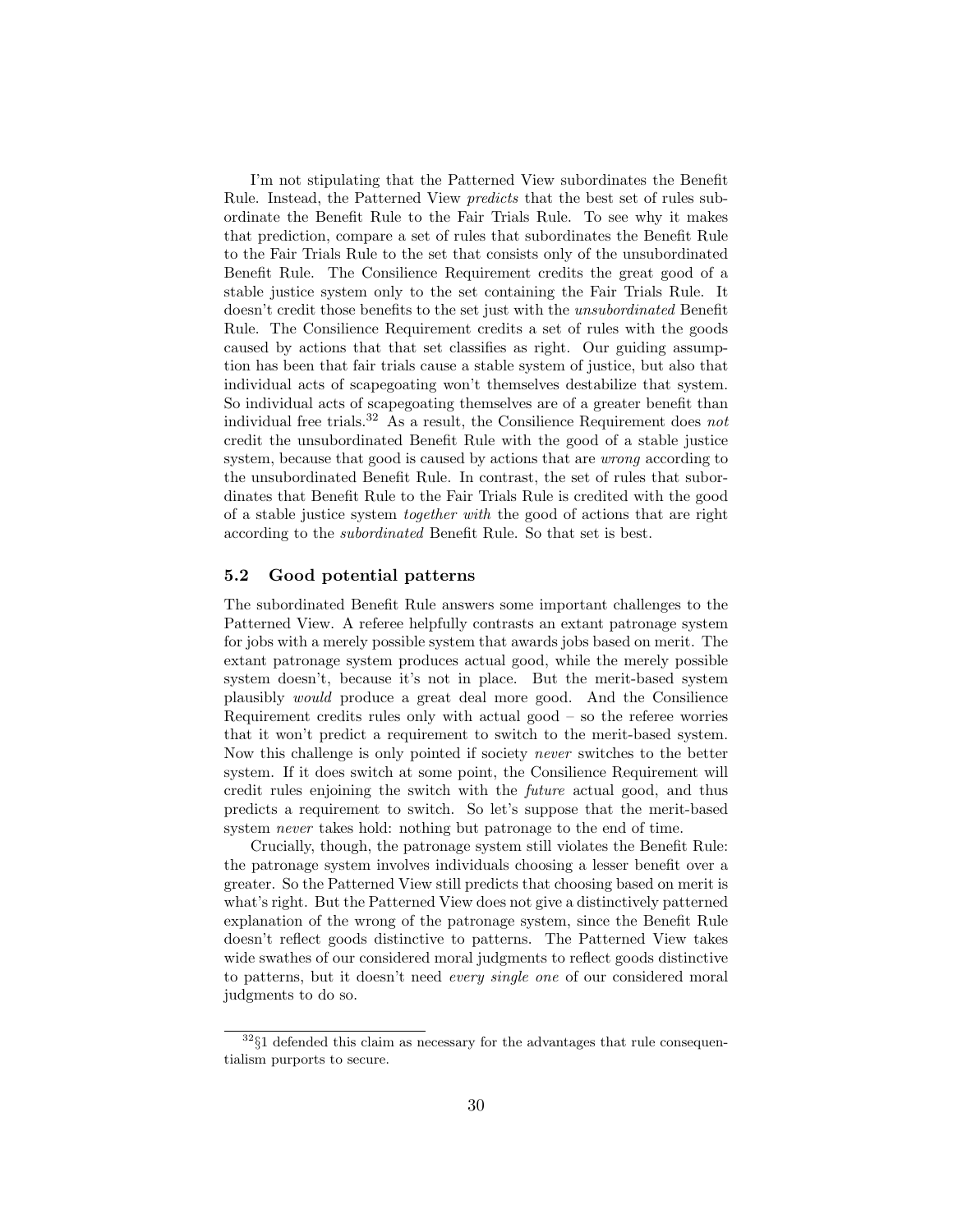I'm not stipulating that the Patterned View subordinates the Benefit Rule. Instead, the Patterned View *predicts* that the best set of rules subordinate the Benefit Rule to the Fair Trials Rule. To see why it makes that prediction, compare a set of rules that subordinates the Benefit Rule to the Fair Trials Rule to the set that consists only of the unsubordinated Benefit Rule. The Consilience Requirement credits the great good of a stable justice system only to the set containing the Fair Trials Rule. It doesn't credit those benefits to the set just with the *unsubordinated* Benefit Rule. The Consilience Requirement credits a set of rules with the goods caused by actions that that set classifies as right. Our guiding assumption has been that fair trials cause a stable system of justice, but also that individual acts of scapegoating won't themselves destabilize that system. So individual acts of scapegoating themselves are of a greater benefit than individual free trials.[32] As a result, the Consilience Requirement does *not* credit the unsubordinated Benefit Rule with the good of a stable justice system, because that good is caused by actions that are *wrong* according to the unsubordinated Benefit Rule. In contrast, the set of rules that subordinates that Benefit Rule to the Fair Trials Rule is credited with the good of a stable justice system *together with* the good of actions that are right according to the *subordinated* Benefit Rule. So that set is best.

### 5.2 Good potential patterns

The subordinated Benefit Rule answers some important challenges to the Patterned View. A referee helpfully contrasts an extant patronage system for jobs with a merely possible system that awards jobs based on merit. The extant patronage system produces actual good, while the merely possible system doesn't, because it's not in place. But the merit-based system plausibly *would* produce a great deal more good. And the Consilience Requirement credits rules only with actual good – so the referee worries that it won't predict a requirement to switch to the merit-based system. Now this challenge is only pointed if society *never* switches to the better system. If it does switch at some point, the Consilience Requirement will credit rules enjoining the switch with the *future* actual good, and thus predicts a requirement to switch. So let's suppose that the merit-based system *never* takes hold: nothing but patronage to the end of time.

Crucially, though, the patronage system still violates the Benefit Rule: the patronage system involves individuals choosing a lesser benefit over a greater. So the Patterned View still predicts that choosing based on merit is what's right. But the Patterned View does not give a distinctively patterned explanation of the wrong of the patronage system, since the Benefit Rule doesn't reflect goods distinctive to patterns. The Patterned View takes wide swathes of our considered moral judgments to reflect goods distinctive to patterns, but it doesn't need *every single one* of our considered moral judgments to do so.

---

[32] §1 defended this claim as necessary for the advantages that rule consequentialism purports to secure.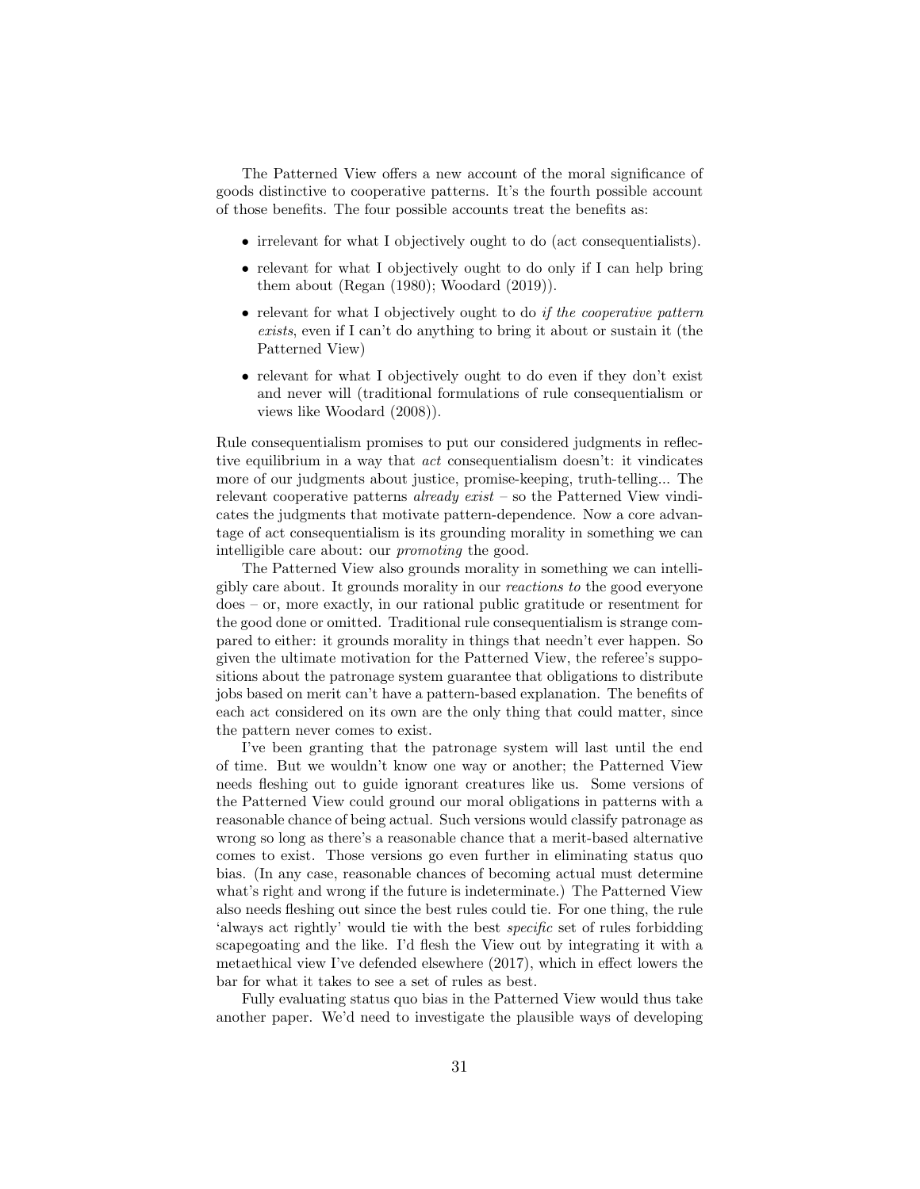The Patterned View offers a new account of the moral significance of goods distinctive to cooperative patterns. It's the fourth possible account of those benefits. The four possible accounts treat the benefits as:

- irrelevant for what I objectively ought to do (act consequentialists).
- relevant for what I objectively ought to do only if I can help bring them about (Regan (1980); Woodard (2019)).
- relevant for what I objectively ought to do *if the cooperative pattern exists*, even if I can't do anything to bring it about or sustain it (the Patterned View)
- relevant for what I objectively ought to do even if they don't exist and never will (traditional formulations of rule consequentialism or views like Woodard (2008)).

Rule consequentialism promises to put our considered judgments in reflective equilibrium in a way that *act* consequentialism doesn't: it vindicates more of our judgments about justice, promise-keeping, truth-telling... The relevant cooperative patterns *already exist* – so the Patterned View vindicates the judgments that motivate pattern-dependence. Now a core advantage of act consequentialism is its grounding morality in something we can intelligible care about: our *promoting* the good.

The Patterned View also grounds morality in something we can intelligibly care about. It grounds morality in our *reactions to* the good everyone does – or, more exactly, in our rational public gratitude or resentment for the good done or omitted. Traditional rule consequentialism is strange compared to either: it grounds morality in things that needn't ever happen. So given the ultimate motivation for the Patterned View, the referee's suppositions about the patronage system guarantee that obligations to distribute jobs based on merit can't have a pattern-based explanation. The benefits of each act considered on its own are the only thing that could matter, since the pattern never comes to exist.

I've been granting that the patronage system will last until the end of time. But we wouldn't know one way or another; the Patterned View needs fleshing out to guide ignorant creatures like us. Some versions of the Patterned View could ground our moral obligations in patterns with a reasonable chance of being actual. Such versions would classify patronage as wrong so long as there's a reasonable chance that a merit-based alternative comes to exist. Those versions go even further in eliminating status quo bias. (In any case, reasonable chances of becoming actual must determine what's right and wrong if the future is indeterminate.) The Patterned View also needs fleshing out since the best rules could tie. For one thing, the rule 'always act rightly' would tie with the best *specific* set of rules forbidding scapegoating and the like. I'd flesh the View out by integrating it with a metaethical view I've defended elsewhere (2017), which in effect lowers the bar for what it takes to see a set of rules as best.

Fully evaluating status quo bias in the Patterned View would thus take another paper. We'd need to investigate the plausible ways of developing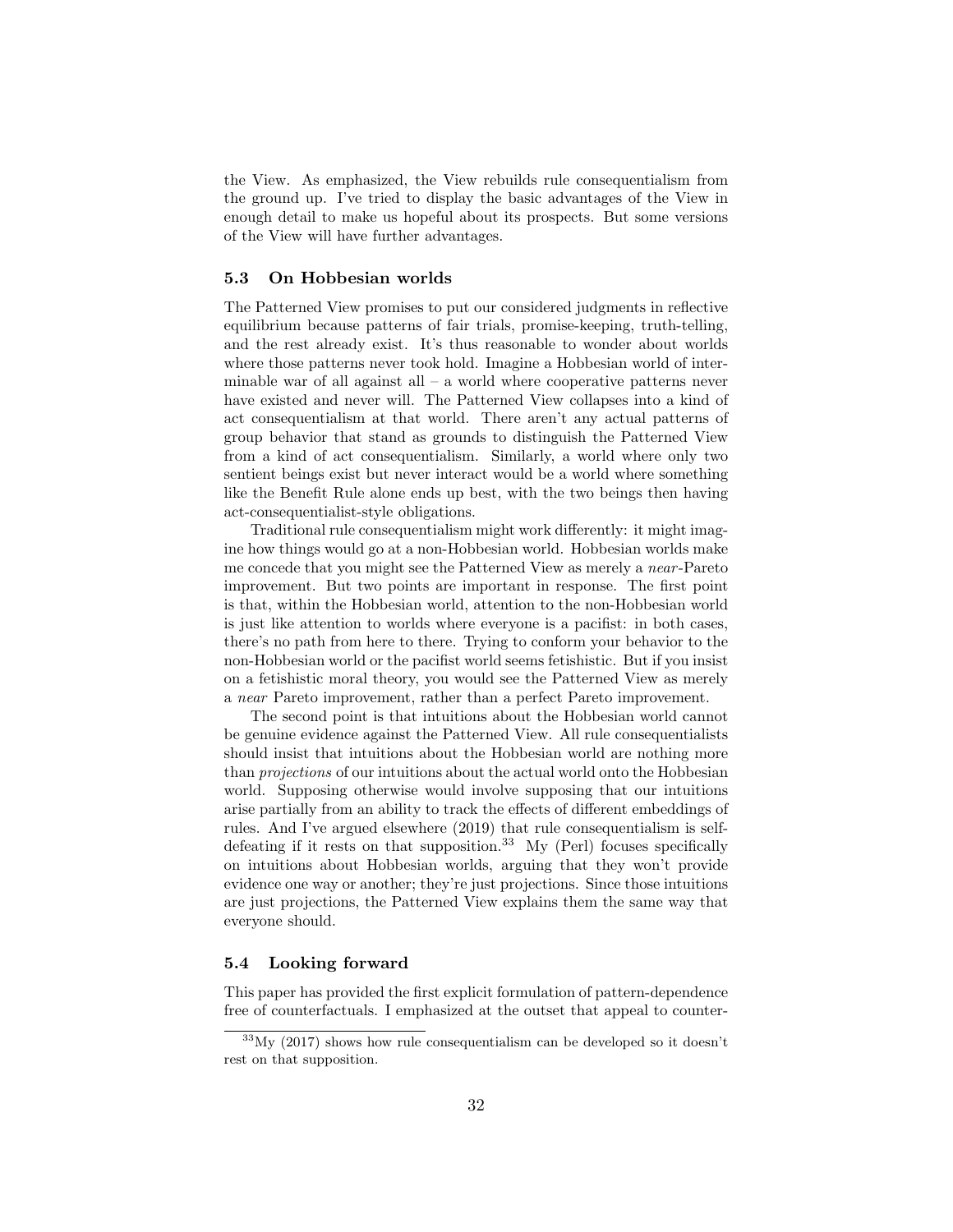the View. As emphasized, the View rebuilds rule consequentialism from the ground up. I've tried to display the basic advantages of the View in enough detail to make us hopeful about its prospects. But some versions of the View will have further advantages.

### 5.3 On Hobbesian worlds

The Patterned View promises to put our considered judgments in reflective equilibrium because patterns of fair trials, promise-keeping, truth-telling, and the rest already exist. It's thus reasonable to wonder about worlds where those patterns never took hold. Imagine a Hobbesian world of interminable war of all against all – a world where cooperative patterns never have existed and never will. The Patterned View collapses into a kind of act consequentialism at that world. There aren't any actual patterns of group behavior that stand as grounds to distinguish the Patterned View from a kind of act consequentialism. Similarly, a world where only two sentient beings exist but never interact would be a world where something like the Benefit Rule alone ends up best, with the two beings then having act-consequentialist-style obligations.

Traditional rule consequentialism might work differently: it might imagine how things would go at a non-Hobbesian world. Hobbesian worlds make me concede that you might see the Patterned View as merely a *near*-Pareto improvement. But two points are important in response. The first point is that, within the Hobbesian world, attention to the non-Hobbesian world is just like attention to worlds where everyone is a pacifist: in both cases, there's no path from here to there. Trying to conform your behavior to the non-Hobbesian world or the pacifist world seems fetishistic. But if you insist on a fetishistic moral theory, you would see the Patterned View as merely a *near* Pareto improvement, rather than a perfect Pareto improvement.

The second point is that intuitions about the Hobbesian world cannot be genuine evidence against the Patterned View. All rule consequentialists should insist that intuitions about the Hobbesian world are nothing more than *projections* of our intuitions about the actual world onto the Hobbesian world. Supposing otherwise would involve supposing that our intuitions arise partially from an ability to track the effects of different embeddings of rules. And I've argued elsewhere (2019) that rule consequentialism is self-defeating if it rests on that supposition.[33] My (Perl) focuses specifically on intuitions about Hobbesian worlds, arguing that they won't provide evidence one way or another; they're just projections. Since those intuitions are just projections, the Patterned View explains them the same way that everyone should.

### 5.4 Looking forward

This paper has provided the first explicit formulation of pattern-dependence free of counterfactuals. I emphasized at the outset that appeal to counter-

[33] My (2017) shows how rule consequentialism can be developed so it doesn't rest on that supposition.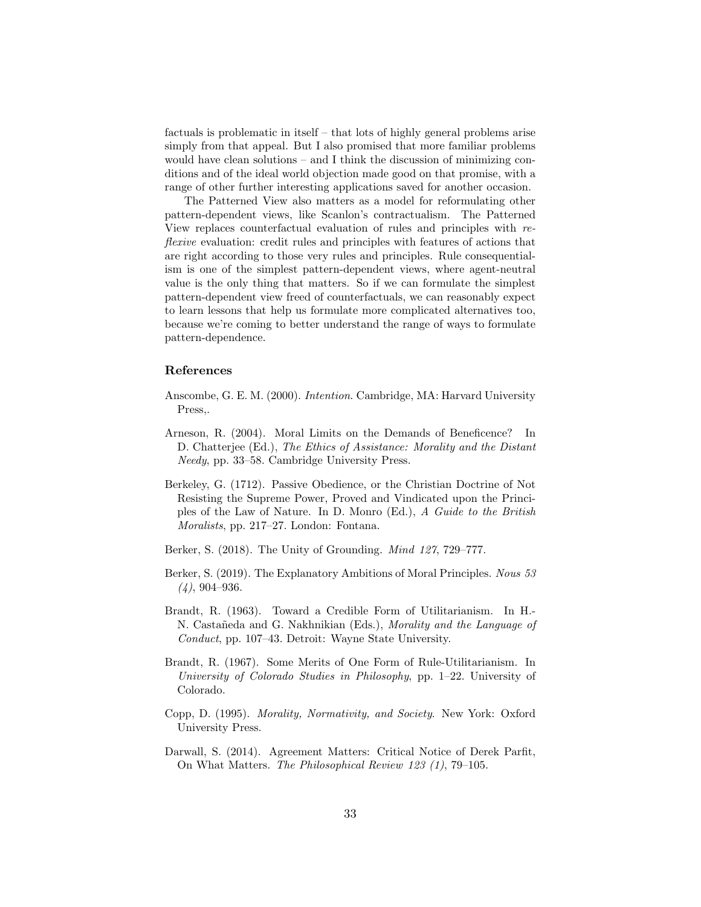factuals is problematic in itself – that lots of highly general problems arise simply from that appeal. But I also promised that more familiar problems would have clean solutions – and I think the discussion of minimizing conditions and of the ideal world objection made good on that promise, with a range of other further interesting applications saved for another occasion.

The Patterned View also matters as a model for reformulating other pattern-dependent views, like Scanlon's contractualism. The Patterned View replaces counterfactual evaluation of rules and principles with *reflexive* evaluation: credit rules and principles with features of actions that are right according to those very rules and principles. Rule consequentialism is one of the simplest pattern-dependent views, where agent-neutral value is the only thing that matters. So if we can formulate the simplest pattern-dependent view freed of counterfactuals, we can reasonably expect to learn lessons that help us formulate more complicated alternatives too, because we're coming to better understand the range of ways to formulate pattern-dependence.

## References

Anscombe, G. E. M. (2000). *Intention*. Cambridge, MA: Harvard University Press,.

Arneson, R. (2004). Moral Limits on the Demands of Beneficence? In D. Chatterjee (Ed.), *The Ethics of Assistance: Morality and the Distant Needy*, pp. 33–58. Cambridge University Press.

Berkeley, G. (1712). Passive Obedience, or the Christian Doctrine of Not Resisting the Supreme Power, Proved and Vindicated upon the Principles of the Law of Nature. In D. Monro (Ed.), *A Guide to the British Moralists*, pp. 217–27. London: Fontana.

Berker, S. (2018). The Unity of Grounding. *Mind 127*, 729–777.

Berker, S. (2019). The Explanatory Ambitions of Moral Principles. *Nous 53 (4)*, 904–936.

Brandt, R. (1963). Toward a Credible Form of Utilitarianism. In H.-N. Castañeda and G. Nakhnikian (Eds.), *Morality and the Language of Conduct*, pp. 107–43. Detroit: Wayne State University.

Brandt, R. (1967). Some Merits of One Form of Rule-Utilitarianism. In *University of Colorado Studies in Philosophy*, pp. 1–22. University of Colorado.

Copp, D. (1995). *Morality, Normativity, and Society*. New York: Oxford University Press.

Darwall, S. (2014). Agreement Matters: Critical Notice of Derek Parfit, On What Matters. *The Philosophical Review 123 (1)*, 79–105.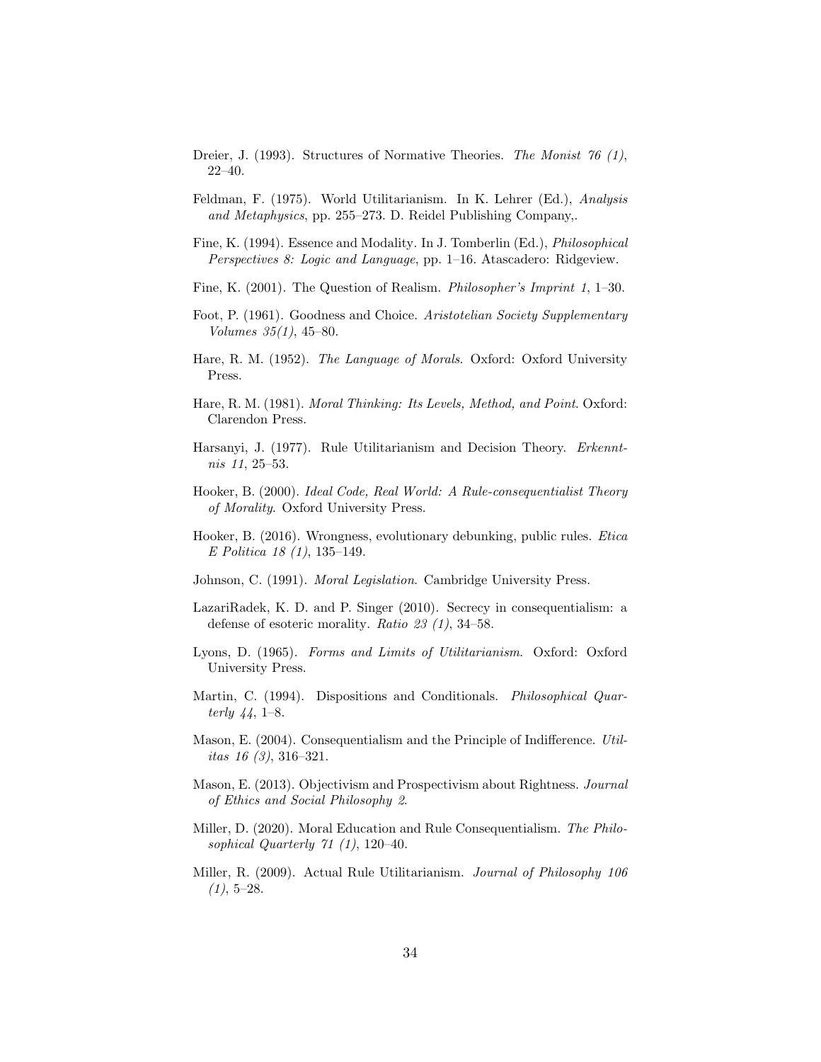Dreier, J. (1993). Structures of Normative Theories. *The Monist 76 (1)*, 22–40.

Feldman, F. (1975). World Utilitarianism. In K. Lehrer (Ed.), *Analysis and Metaphysics*, pp. 255–273. D. Reidel Publishing Company,.

Fine, K. (1994). Essence and Modality. In J. Tomberlin (Ed.), *Philosophical Perspectives 8: Logic and Language*, pp. 1–16. Atascadero: Ridgeview.

Fine, K. (2001). The Question of Realism. *Philosopher's Imprint 1*, 1–30.

Foot, P. (1961). Goodness and Choice. *Aristotelian Society Supplementary Volumes 35(1)*, 45–80.

Hare, R. M. (1952). *The Language of Morals*. Oxford: Oxford University Press.

Hare, R. M. (1981). *Moral Thinking: Its Levels, Method, and Point*. Oxford: Clarendon Press.

Harsanyi, J. (1977). Rule Utilitarianism and Decision Theory. *Erkenntnis 11*, 25–53.

Hooker, B. (2000). *Ideal Code, Real World: A Rule-consequentialist Theory of Morality*. Oxford University Press.

Hooker, B. (2016). Wrongness, evolutionary debunking, public rules. *Etica E Politica 18 (1)*, 135–149.

Johnson, C. (1991). *Moral Legislation*. Cambridge University Press.

LazariRadek, K. D. and P. Singer (2010). Secrecy in consequentialism: a defense of esoteric morality. *Ratio 23 (1)*, 34–58.

Lyons, D. (1965). *Forms and Limits of Utilitarianism*. Oxford: Oxford University Press.

Martin, C. (1994). Dispositions and Conditionals. *Philosophical Quarterly 44*, 1–8.

Mason, E. (2004). Consequentialism and the Principle of Indifference. *Utilitas 16 (3)*, 316–321.

Mason, E. (2013). Objectivism and Prospectivism about Rightness. *Journal of Ethics and Social Philosophy 2*.

Miller, D. (2020). Moral Education and Rule Consequentialism. *The Philosophical Quarterly 71 (1)*, 120–40.

Miller, R. (2009). Actual Rule Utilitarianism. *Journal of Philosophy 106 (1)*, 5–28.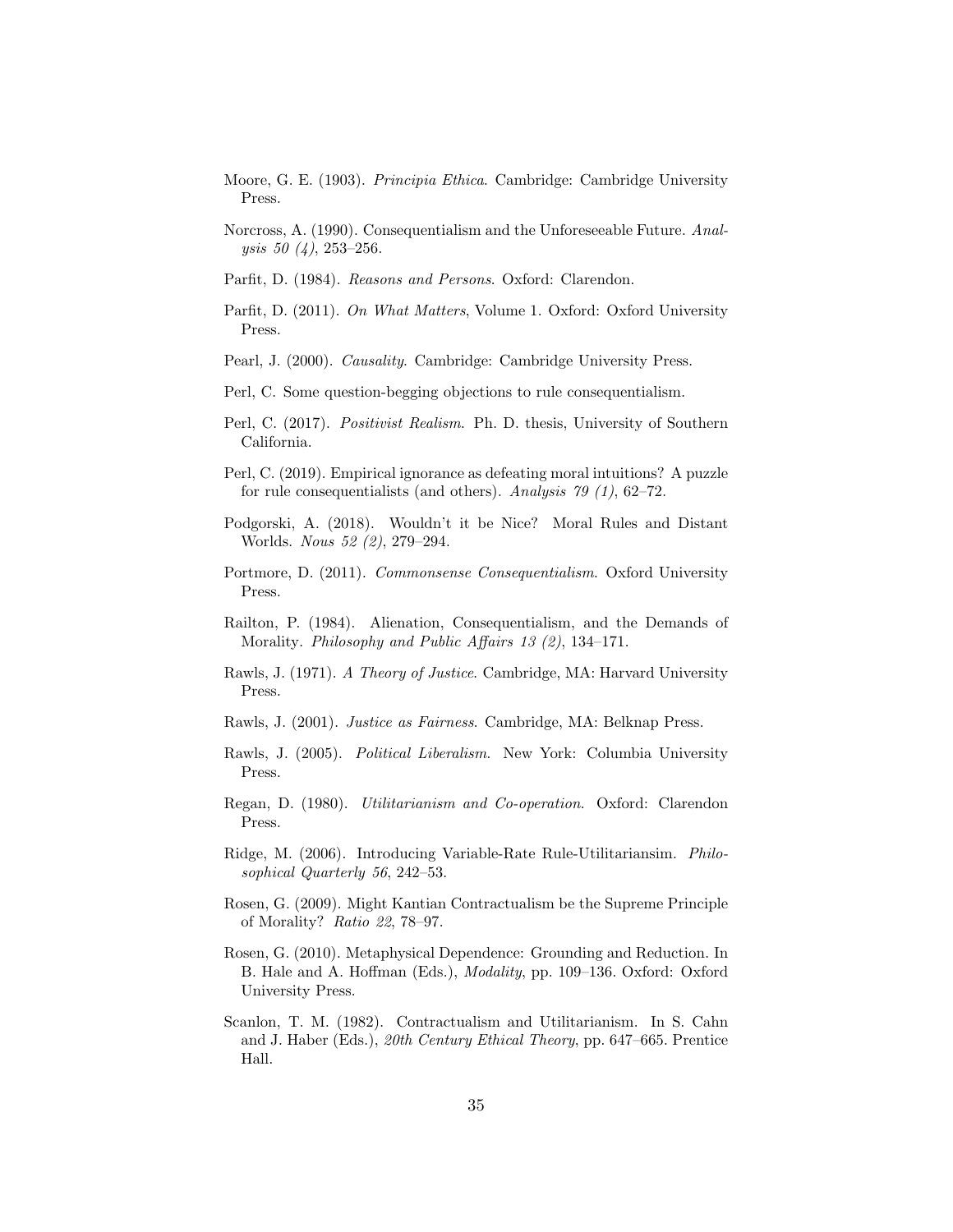Moore, G. E. (1903). *Principia Ethica*. Cambridge: Cambridge University Press.

Norcross, A. (1990). Consequentialism and the Unforeseeable Future. *Analysis 50 (4)*, 253–256.

Parfit, D. (1984). *Reasons and Persons*. Oxford: Clarendon.

Parfit, D. (2011). *On What Matters*, Volume 1. Oxford: Oxford University Press.

Pearl, J. (2000). *Causality*. Cambridge: Cambridge University Press.

Perl, C. Some question-begging objections to rule consequentialism.

Perl, C. (2017). *Positivist Realism*. Ph. D. thesis, University of Southern California.

Perl, C. (2019). Empirical ignorance as defeating moral intuitions? A puzzle for rule consequentialists (and others). *Analysis 79 (1)*, 62–72.

Podgorski, A. (2018). Wouldn't it be Nice? Moral Rules and Distant Worlds. *Nous 52 (2)*, 279–294.

Portmore, D. (2011). *Commonsense Consequentialism*. Oxford University Press.

Railton, P. (1984). Alienation, Consequentialism, and the Demands of Morality. *Philosophy and Public Affairs 13 (2)*, 134–171.

Rawls, J. (1971). *A Theory of Justice*. Cambridge, MA: Harvard University Press.

Rawls, J. (2001). *Justice as Fairness*. Cambridge, MA: Belknap Press.

Rawls, J. (2005). *Political Liberalism*. New York: Columbia University Press.

Regan, D. (1980). *Utilitarianism and Co-operation*. Oxford: Clarendon Press.

Ridge, M. (2006). Introducing Variable-Rate Rule-Utilitariansim. *Philosophical Quarterly 56*, 242–53.

Rosen, G. (2009). Might Kantian Contractualism be the Supreme Principle of Morality? *Ratio 22*, 78–97.

Rosen, G. (2010). Metaphysical Dependence: Grounding and Reduction. In B. Hale and A. Hoffman (Eds.), *Modality*, pp. 109–136. Oxford: Oxford University Press.

Scanlon, T. M. (1982). Contractualism and Utilitarianism. In S. Cahn and J. Haber (Eds.), *20th Century Ethical Theory*, pp. 647–665. Prentice Hall.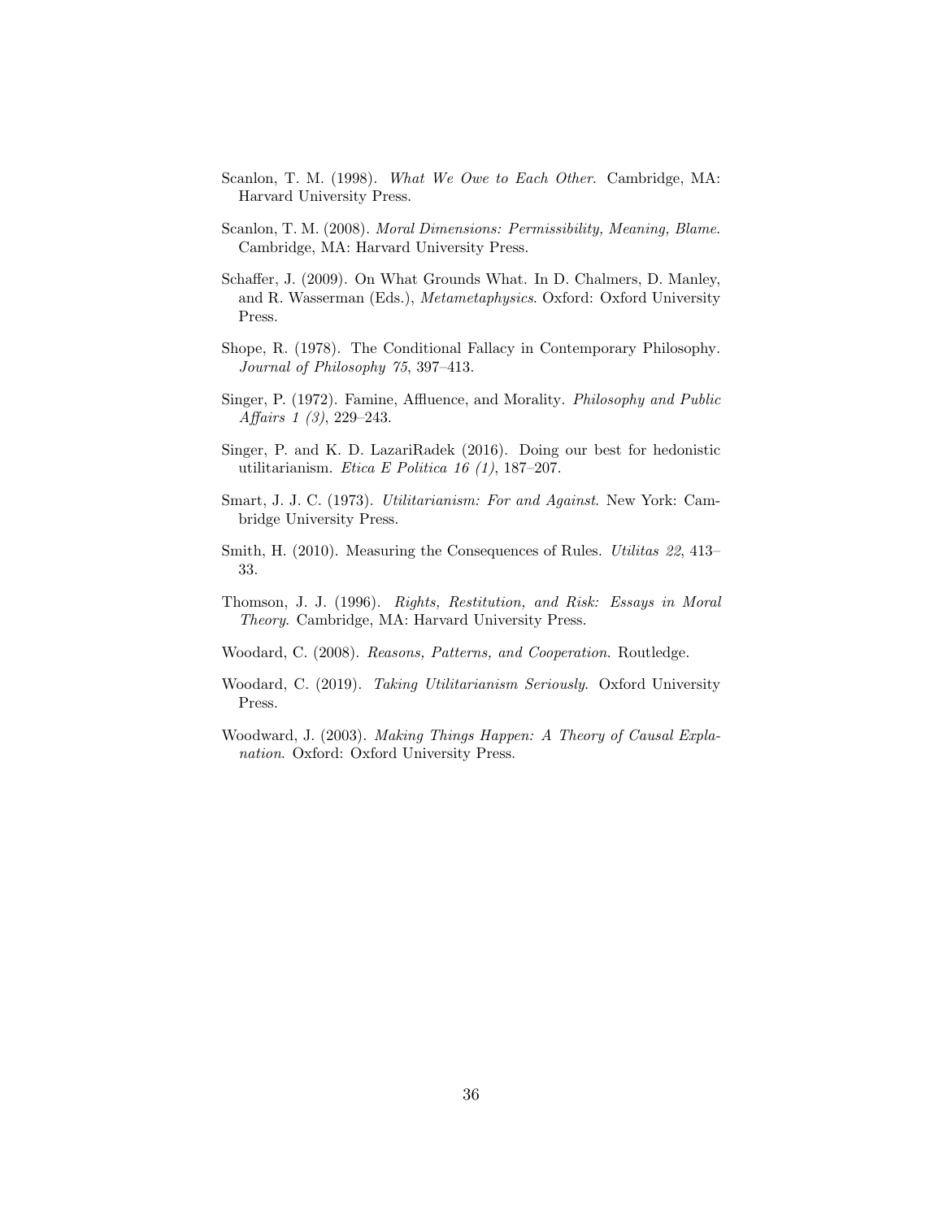Scanlon, T. M. (1998). *What We Owe to Each Other*. Cambridge, MA: Harvard University Press.

Scanlon, T. M. (2008). *Moral Dimensions: Permissibility, Meaning, Blame*. Cambridge, MA: Harvard University Press.

Schaffer, J. (2009). On What Grounds What. In D. Chalmers, D. Manley, and R. Wasserman (Eds.), *Metametaphysics*. Oxford: Oxford University Press.

Shope, R. (1978). The Conditional Fallacy in Contemporary Philosophy. *Journal of Philosophy 75*, 397–413.

Singer, P. (1972). Famine, Affluence, and Morality. *Philosophy and Public Affairs 1 (3)*, 229–243.

Singer, P. and K. D. LazariRadek (2016). Doing our best for hedonistic utilitarianism. *Etica E Politica 16 (1)*, 187–207.

Smart, J. J. C. (1973). *Utilitarianism: For and Against*. New York: Cambridge University Press.

Smith, H. (2010). Measuring the Consequences of Rules. *Utilitas 22*, 413–33.

Thomson, J. J. (1996). *Rights, Restitution, and Risk: Essays in Moral Theory*. Cambridge, MA: Harvard University Press.

Woodard, C. (2008). *Reasons, Patterns, and Cooperation*. Routledge.

Woodard, C. (2019). *Taking Utilitarianism Seriously*. Oxford University Press.

Woodward, J. (2003). *Making Things Happen: A Theory of Causal Explanation*. Oxford: Oxford University Press.